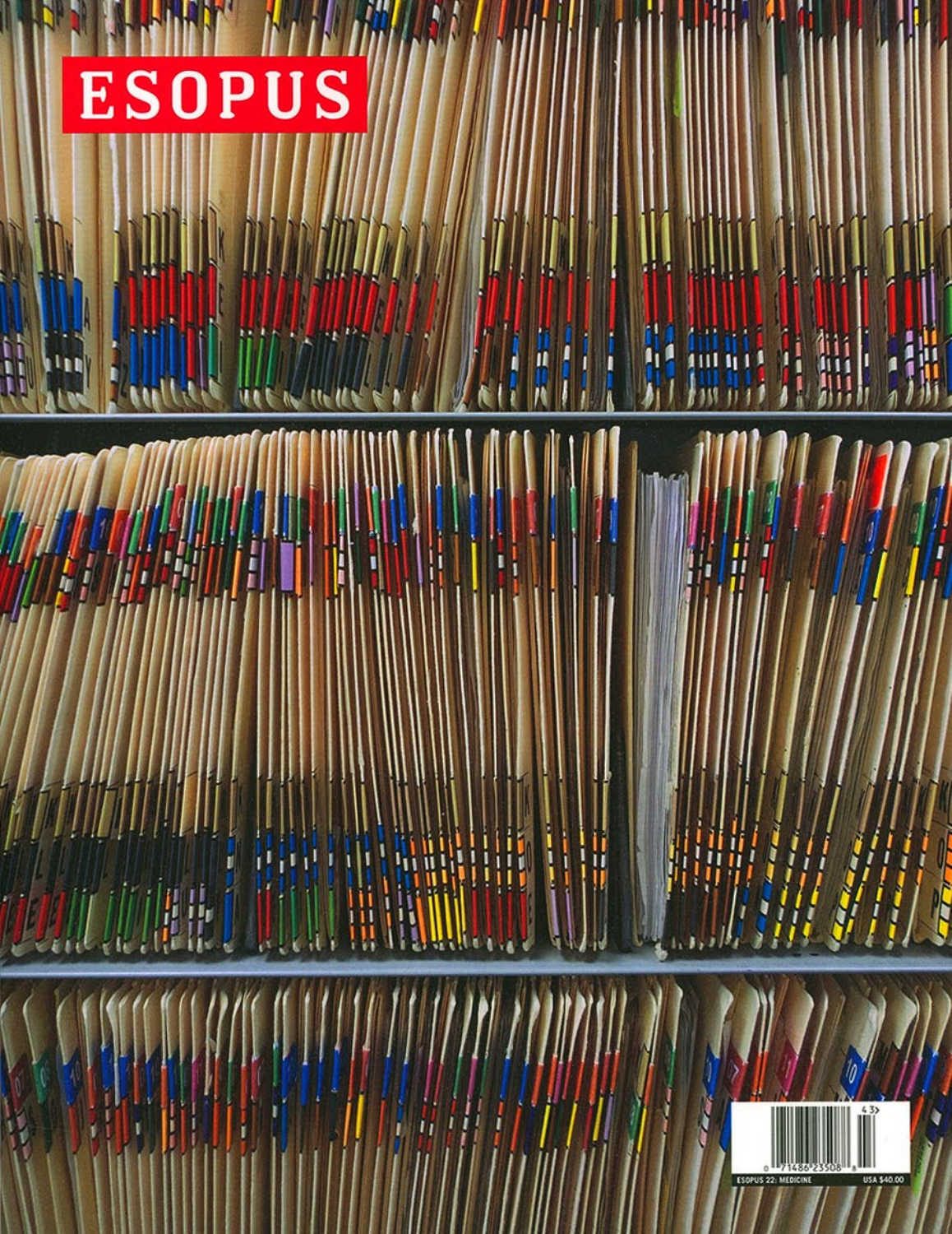# ESOPUS

ESOPUS 22: MEDICINE

USA $40.00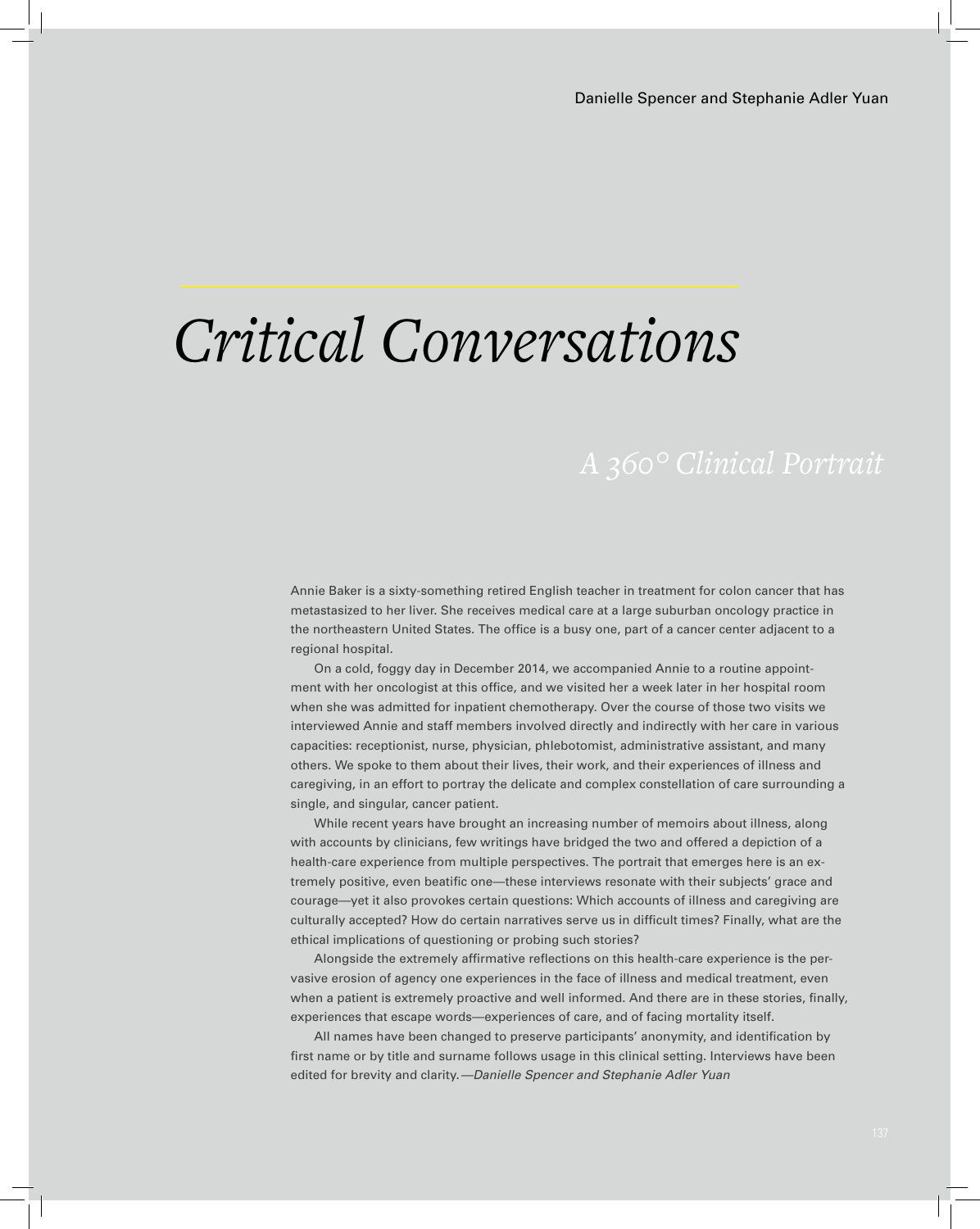Danielle Spencer and Stephanie Adler Yuan

# Critical Conversations

## *A 360° Clinical Portrait*

Annie Baker is a sixty-something retired English teacher in treatment for colon cancer that has metastasized to her liver. She receives medical care at a large suburban oncology practice in the northeastern United States. The office is a busy one, part of a cancer center adjacent to a regional hospital.

On a cold, foggy day in December 2014, we accompanied Annie to a routine appointment with her oncologist at this office, and we visited her a week later in her hospital room when she was admitted for inpatient chemotherapy. Over the course of those two visits we interviewed Annie and staff members involved directly and indirectly with her care in various capacities: receptionist, nurse, physician, phlebotomist, administrative assistant, and many others. We spoke to them about their lives, their work, and their experiences of illness and caregiving, in an effort to portray the delicate and complex constellation of care surrounding a single, and singular, cancer patient.

While recent years have brought an increasing number of memoirs about illness, along with accounts by clinicians, few writings have bridged the two and offered a depiction of a health-care experience from multiple perspectives. The portrait that emerges here is an extremely positive, even beatific one—these interviews resonate with their subjects' grace and courage—yet it also provokes certain questions: Which accounts of illness and caregiving are culturally accepted? How do certain narratives serve us in difficult times? Finally, what are the ethical implications of questioning or probing such stories?

Alongside the extremely affirmative reflections on this health-care experience is the pervasive erosion of agency one experiences in the face of illness and medical treatment, even when a patient is extremely proactive and well informed. And there are in these stories, finally, experiences that escape words—experiences of care, and of facing mortality itself.

All names have been changed to preserve participants' anonymity, and identification by first name or by title and surname follows usage in this clinical setting. Interviews have been edited for brevity and clarity. *—Danielle Spencer and Stephanie Adler Yuan*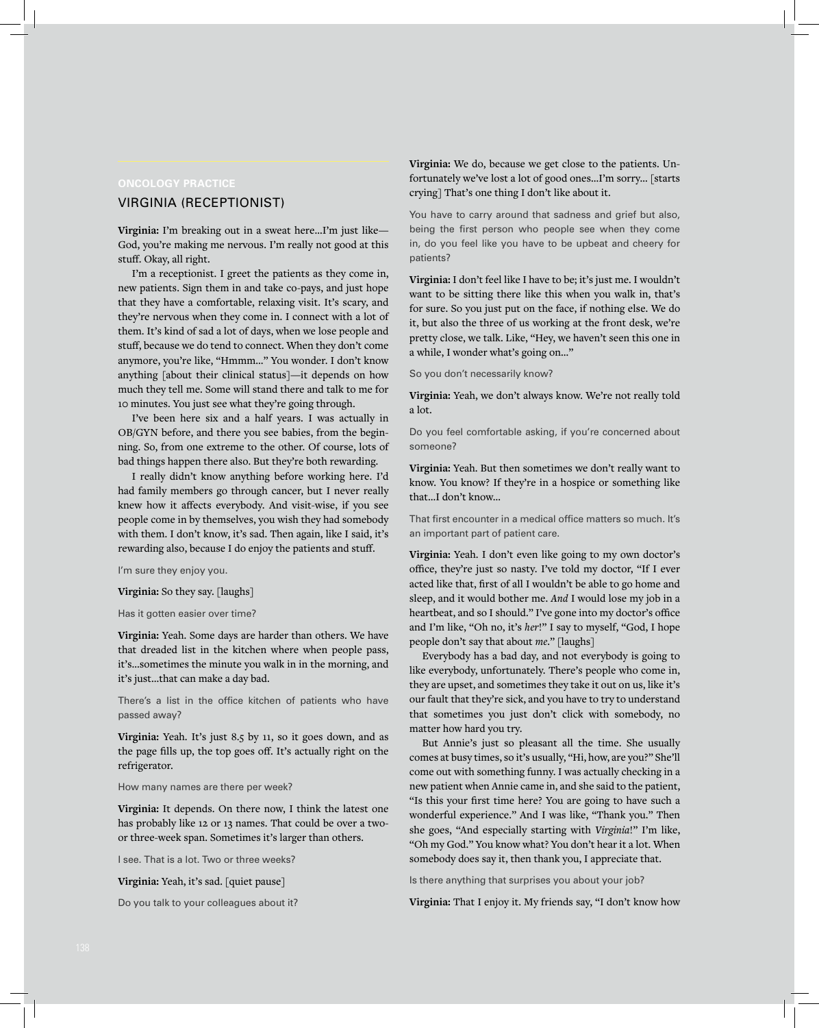ONCOLOGY PRACTICE

## VIRGINIA (RECEPTIONIST)

**Virginia:** I'm breaking out in a sweat here...I'm just like—God, you're making me nervous. I'm really not good at this stuff. Okay, all right.

I'm a receptionist. I greet the patients as they come in, new patients. Sign them in and take co-pays, and just hope that they have a comfortable, relaxing visit. It's scary, and they're nervous when they come in. I connect with a lot of them. It's kind of sad a lot of days, when we lose people and stuff, because we do tend to connect. When they don't come anymore, you're like, "Hmmm..." You wonder. I don't know anything [about their clinical status]—it depends on how much they tell me. Some will stand there and talk to me for 10 minutes. You just see what they're going through.

I've been here six and a half years. I was actually in OB/GYN before, and there you see babies, from the beginning. So, from one extreme to the other. Of course, lots of bad things happen there also. But they're both rewarding.

I really didn't know anything before working here. I'd had family members go through cancer, but I never really knew how it affects everybody. And visit-wise, if you see people come in by themselves, you wish they had somebody with them. I don't know, it's sad. Then again, like I said, it's rewarding also, because I do enjoy the patients and stuff.

I'm sure they enjoy you.

**Virginia:** So they say. [laughs]

Has it gotten easier over time?

**Virginia:** Yeah. Some days are harder than others. We have that dreaded list in the kitchen where when people pass, it's...sometimes the minute you walk in in the morning, and it's just...that can make a day bad.

There's a list in the office kitchen of patients who have passed away?

**Virginia:** Yeah. It's just 8.5 by 11, so it goes down, and as the page fills up, the top goes off. It's actually right on the refrigerator.

How many names are there per week?

**Virginia:** It depends. On there now, I think the latest one has probably like 12 or 13 names. That could be over a two- or three-week span. Sometimes it's larger than others.

I see. That is a lot. Two or three weeks?

**Virginia:** Yeah, it's sad. [quiet pause]

Do you talk to your colleagues about it?

**Virginia:** We do, because we get close to the patients. Unfortunately we've lost a lot of good ones...I'm sorry... [starts crying] That's one thing I don't like about it.

You have to carry around that sadness and grief but also, being the first person who people see when they come in, do you feel like you have to be upbeat and cheery for patients?

**Virginia:** I don't feel like I have to be; it's just me. I wouldn't want to be sitting there like this when you walk in, that's for sure. So you just put on the face, if nothing else. We do it, but also the three of us working at the front desk, we're pretty close, we talk. Like, "Hey, we haven't seen this one in a while, I wonder what's going on..."

So you don't necessarily know?

**Virginia:** Yeah, we don't always know. We're not really told a lot.

Do you feel comfortable asking, if you're concerned about someone?

**Virginia:** Yeah. But then sometimes we don't really want to know. You know? If they're in a hospice or something like that...I don't know...

That first encounter in a medical office matters so much. It's an important part of patient care.

**Virginia:** Yeah. I don't even like going to my own doctor's office, they're just so nasty. I've told my doctor, "If I ever acted like that, first of all I wouldn't be able to go home and sleep, and it would bother me. *And* I would lose my job in a heartbeat, and so I should." I've gone into my doctor's office and I'm like, "Oh no, it's *her*!" I say to myself, "God, I hope people don't say that about *me*." [laughs]

Everybody has a bad day, and not everybody is going to like everybody, unfortunately. There's people who come in, they are upset, and sometimes they take it out on us, like it's our fault that they're sick, and you have to try to understand that sometimes you just don't click with somebody, no matter how hard you try.

But Annie's just so pleasant all the time. She usually comes at busy times, so it's usually, "Hi, how, are you?" She'll come out with something funny. I was actually checking in a new patient when Annie came in, and she said to the patient, "Is this your first time here? You are going to have such a wonderful experience." And I was like, "Thank you." Then she goes, "And especially starting with *Virginia*!" I'm like, "Oh my God." You know what? You don't hear it a lot. When somebody does say it, then thank you, I appreciate that.

Is there anything that surprises you about your job?

**Virginia:** That I enjoy it. My friends say, "I don't know how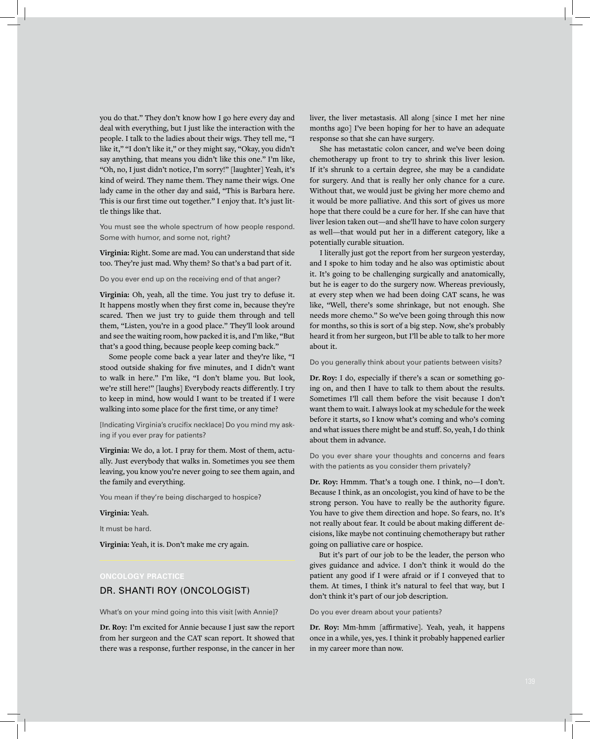you do that." They don't know how I go here every day and deal with everything, but I just like the interaction with the people. I talk to the ladies about their wigs. They tell me, "I like it," "I don't like it," or they might say, "Okay, you didn't say anything, that means you didn't like this one." I'm like, "Oh, no, I just didn't notice, I'm sorry!" [laughter] Yeah, it's kind of weird. They name them. They name their wigs. One lady came in the other day and said, "This is Barbara here. This is our first time out together." I enjoy that. It's just little things like that.

You must see the whole spectrum of how people respond. Some with humor, and some not, right?

**Virginia:** Right. Some are mad. You can understand that side too. They're just mad. Why them? So that's a bad part of it.

Do you ever end up on the receiving end of that anger?

**Virginia:** Oh, yeah, all the time. You just try to defuse it. It happens mostly when they first come in, because they're scared. Then we just try to guide them through and tell them, "Listen, you're in a good place." They'll look around and see the waiting room, how packed it is, and I'm like, "But that's a good thing, because people keep coming back."

Some people come back a year later and they're like, "I stood outside shaking for five minutes, and I didn't want to walk in here." I'm like, "I don't blame you. But look, we're still here!" [laughs] Everybody reacts differently. I try to keep in mind, how would I want to be treated if I were walking into some place for the first time, or any time?

[Indicating Virginia's crucifix necklace] Do you mind my asking if you ever pray for patients?

**Virginia:** We do, a lot. I pray for them. Most of them, actually. Just everybody that walks in. Sometimes you see them leaving, you know you're never going to see them again, and the family and everything.

You mean if they're being discharged to hospice?

**Virginia:** Yeah.

It must be hard.

**Virginia:** Yeah, it is. Don't make me cry again.

ONCOLOGY PRACTICE

## DR. SHANTI ROY (ONCOLOGIST)

What's on your mind going into this visit [with Annie]?

**Dr. Roy:** I'm excited for Annie because I just saw the report from her surgeon and the CAT scan report. It showed that there was a response, further response, in the cancer in her liver, the liver metastasis. All along [since I met her nine months ago] I've been hoping for her to have an adequate response so that she can have surgery.

She has metastatic colon cancer, and we've been doing chemotherapy up front to try to shrink this liver lesion. If it's shrunk to a certain degree, she may be a candidate for surgery. And that is really her only chance for a cure. Without that, we would just be giving her more chemo and it would be more palliative. And this sort of gives us more hope that there could be a cure for her. If she can have that liver lesion taken out—and she'll have to have colon surgery as well—that would put her in a different category, like a potentially curable situation.

I literally just got the report from her surgeon yesterday, and I spoke to him today and he also was optimistic about it. It's going to be challenging surgically and anatomically, but he is eager to do the surgery now. Whereas previously, at every step when we had been doing CAT scans, he was like, "Well, there's some shrinkage, but not enough. She needs more chemo." So we've been going through this now for months, so this is sort of a big step. Now, she's probably heard it from her surgeon, but I'll be able to talk to her more about it.

Do you generally think about your patients between visits?

**Dr. Roy:** I do, especially if there's a scan or something going on, and then I have to talk to them about the results. Sometimes I'll call them before the visit because I don't want them to wait. I always look at my schedule for the week before it starts, so I know what's coming and who's coming and what issues there might be and stuff. So, yeah, I do think about them in advance.

Do you ever share your thoughts and concerns and fears with the patients as you consider them privately?

**Dr. Roy:** Hmmm. That's a tough one. I think, no—I don't. Because I think, as an oncologist, you kind of have to be the strong person. You have to really be the authority figure. You have to give them direction and hope. So fears, no. It's not really about fear. It could be about making different decisions, like maybe not continuing chemotherapy but rather going on palliative care or hospice.

But it's part of our job to be the leader, the person who gives guidance and advice. I don't think it would do the patient any good if I were afraid or if I conveyed that to them. At times, I think it's natural to feel that way, but I don't think it's part of our job description.

Do you ever dream about your patients?

**Dr. Roy:** Mm-hmm [affirmative]. Yeah, yeah, it happens once in a while, yes, yes. I think it probably happened earlier in my career more than now.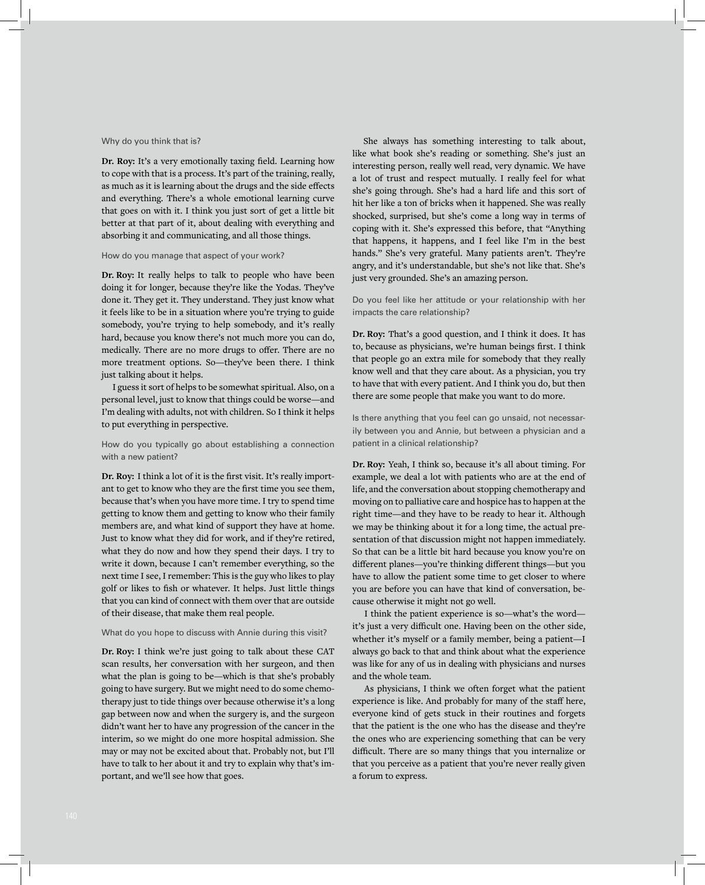Why do you think that is?

**Dr. Roy:** It's a very emotionally taxing field. Learning how to cope with that is a process. It's part of the training, really, as much as it is learning about the drugs and the side effects and everything. There's a whole emotional learning curve that goes on with it. I think you just sort of get a little bit better at that part of it, about dealing with everything and absorbing it and communicating, and all those things.

How do you manage that aspect of your work?

**Dr. Roy:** It really helps to talk to people who have been doing it for longer, because they're like the Yodas. They've done it. They get it. They understand. They just know what it feels like to be in a situation where you're trying to guide somebody, you're trying to help somebody, and it's really hard, because you know there's not much more you can do, medically. There are no more drugs to offer. There are no more treatment options. So—they've been there. I think just talking about it helps.

I guess it sort of helps to be somewhat spiritual. Also, on a personal level, just to know that things could be worse—and I'm dealing with adults, not with children. So I think it helps to put everything in perspective.

How do you typically go about establishing a connection with a new patient?

**Dr. Roy:** I think a lot of it is the first visit. It's really important to get to know who they are the first time you see them, because that's when you have more time. I try to spend time getting to know them and getting to know who their family members are, and what kind of support they have at home. Just to know what they did for work, and if they're retired, what they do now and how they spend their days. I try to write it down, because I can't remember everything, so the next time I see, I remember: This is the guy who likes to play golf or likes to fish or whatever. It helps. Just little things that you can kind of connect with them over that are outside of their disease, that make them real people.

What do you hope to discuss with Annie during this visit?

**Dr. Roy:** I think we're just going to talk about these CAT scan results, her conversation with her surgeon, and then what the plan is going to be—which is that she's probably going to have surgery. But we might need to do some chemotherapy just to tide things over because otherwise it's a long gap between now and when the surgery is, and the surgeon didn't want her to have any progression of the cancer in the interim, so we might do one more hospital admission. She may or may not be excited about that. Probably not, but I'll have to talk to her about it and try to explain why that's important, and we'll see how that goes.

She always has something interesting to talk about, like what book she's reading or something. She's just an interesting person, really well read, very dynamic. We have a lot of trust and respect mutually. I really feel for what she's going through. She's had a hard life and this sort of hit her like a ton of bricks when it happened. She was really shocked, surprised, but she's come a long way in terms of coping with it. She's expressed this before, that "Anything that happens, it happens, and I feel like I'm in the best hands." She's very grateful. Many patients aren't. They're angry, and it's understandable, but she's not like that. She's just very grounded. She's an amazing person.

Do you feel like her attitude or your relationship with her impacts the care relationship?

**Dr. Roy:** That's a good question, and I think it does. It has to, because as physicians, we're human beings first. I think that people go an extra mile for somebody that they really know well and that they care about. As a physician, you try to have that with every patient. And I think you do, but then there are some people that make you want to do more.

Is there anything that you feel can go unsaid, not necessarily between you and Annie, but between a physician and a patient in a clinical relationship?

**Dr. Roy:** Yeah, I think so, because it's all about timing. For example, we deal a lot with patients who are at the end of life, and the conversation about stopping chemotherapy and moving on to palliative care and hospice has to happen at the right time—and they have to be ready to hear it. Although we may be thinking about it for a long time, the actual presentation of that discussion might not happen immediately. So that can be a little bit hard because you know you're on different planes—you're thinking different things—but you have to allow the patient some time to get closer to where you are before you can have that kind of conversation, because otherwise it might not go well.

I think the patient experience is so—what's the word—it's just a very difficult one. Having been on the other side, whether it's myself or a family member, being a patient—I always go back to that and think about what the experience was like for any of us in dealing with physicians and nurses and the whole team.

As physicians, I think we often forget what the patient experience is like. And probably for many of the staff here, everyone kind of gets stuck in their routines and forgets that the patient is the one who has the disease and they're the ones who are experiencing something that can be very difficult. There are so many things that you internalize or that you perceive as a patient that you're never really given a forum to express.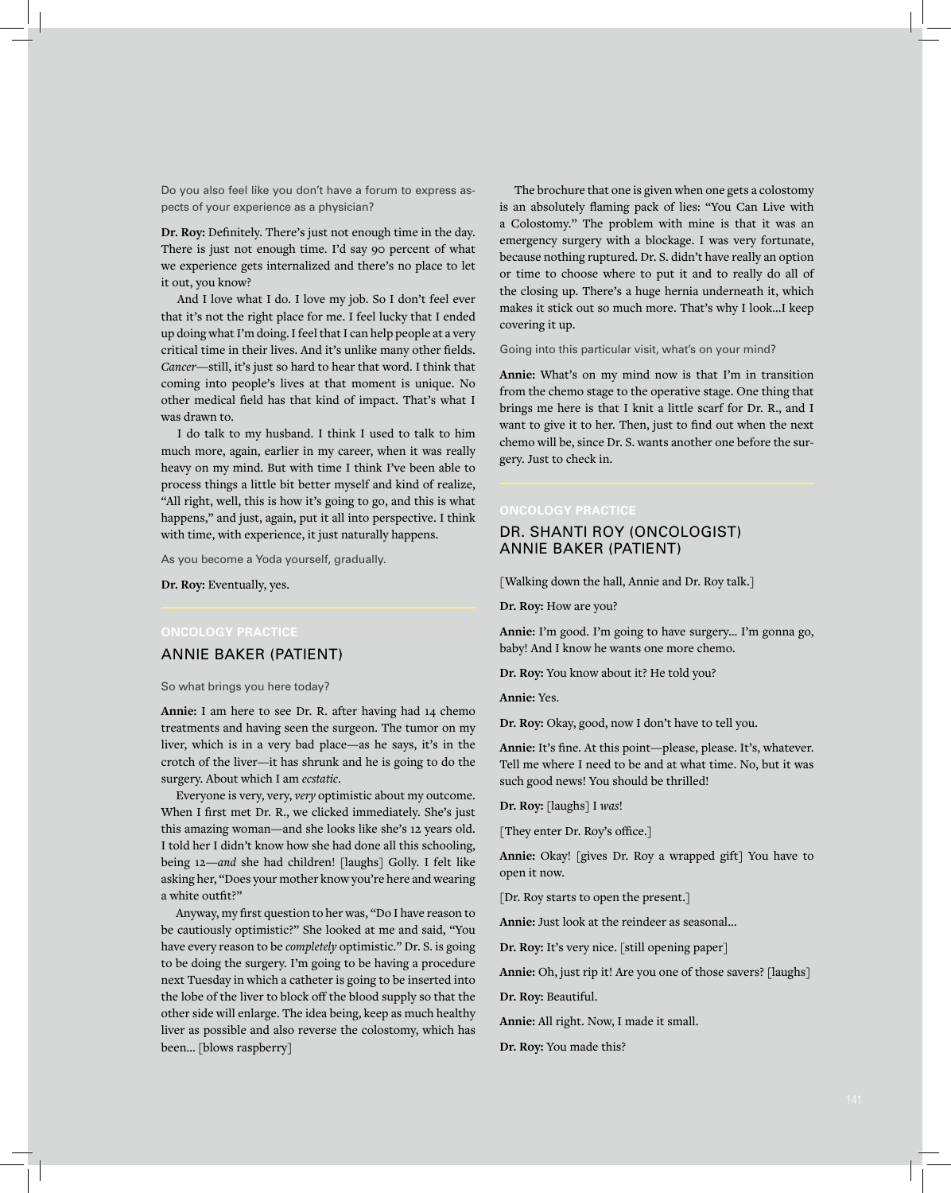Do you also feel like you don't have a forum to express aspects of your experience as a physician?

**Dr. Roy:** Definitely. There's just not enough time in the day. There is just not enough time. I'd say 90 percent of what we experience gets internalized and there's no place to let it out, you know?

And I love what I do. I love my job. So I don't feel ever that it's not the right place for me. I feel lucky that I ended up doing what I'm doing. I feel that I can help people at a very critical time in their lives. And it's unlike many other fields. *Cancer*—still, it's just so hard to hear that word. I think that coming into people's lives at that moment is unique. No other medical field has that kind of impact. That's what I was drawn to.

I do talk to my husband. I think I used to talk to him much more, again, earlier in my career, when it was really heavy on my mind. But with time I think I've been able to process things a little bit better myself and kind of realize, "All right, well, this is how it's going to go, and this is what happens," and just, again, put it all into perspective. I think with time, with experience, it just naturally happens.

As you become a Yoda yourself, gradually.

**Dr. Roy:** Eventually, yes.

---

ONCOLOGY PRACTICE

## ANNIE BAKER (PATIENT)

So what brings you here today?

**Annie:** I am here to see Dr. R. after having had 14 chemo treatments and having seen the surgeon. The tumor on my liver, which is in a very bad place—as he says, it's in the crotch of the liver—it has shrunk and he is going to do the surgery. About which I am *ecstatic*.

Everyone is very, very, *very* optimistic about my outcome. When I first met Dr. R., we clicked immediately. She's just this amazing woman—and she looks like she's 12 years old. I told her I didn't know how she had done all this schooling, being 12—*and* she had children! [laughs] Golly. I felt like asking her, "Does your mother know you're here and wearing a white outfit?"

Anyway, my first question to her was, "Do I have reason to be cautiously optimistic?" She looked at me and said, "You have every reason to be *completely* optimistic." Dr. S. is going to be doing the surgery. I'm going to be having a procedure next Tuesday in which a catheter is going to be inserted into the lobe of the liver to block off the blood supply so that the other side will enlarge. The idea being, keep as much healthy liver as possible and also reverse the colostomy, which has been... [blows raspberry]

The brochure that one is given when one gets a colostomy is an absolutely flaming pack of lies: "You Can Live with a Colostomy." The problem with mine is that it was an emergency surgery with a blockage. I was very fortunate, because nothing ruptured. Dr. S. didn't have really an option or time to choose where to put it and to really do all of the closing up. There's a huge hernia underneath it, which makes it stick out so much more. That's why I look...I keep covering it up.

Going into this particular visit, what's on your mind?

**Annie:** What's on my mind now is that I'm in transition from the chemo stage to the operative stage. One thing that brings me here is that I knit a little scarf for Dr. R., and I want to give it to her. Then, just to find out when the next chemo will be, since Dr. S. wants another one before the surgery. Just to check in.

---

ONCOLOGY PRACTICE

## DR. SHANTI ROY (ONCOLOGIST)
## ANNIE BAKER (PATIENT)

[Walking down the hall, Annie and Dr. Roy talk.]

**Dr. Roy:** How are you?

**Annie:** I'm good. I'm going to have surgery... I'm gonna go, baby! And I know he wants one more chemo.

**Dr. Roy:** You know about it? He told you?

**Annie:** Yes.

**Dr. Roy:** Okay, good, now I don't have to tell you.

**Annie:** It's fine. At this point—please, please. It's, whatever. Tell me where I need to be and at what time. No, but it was such good news! You should be thrilled!

**Dr. Roy:** [laughs] I *was*!

[They enter Dr. Roy's office.]

**Annie:** Okay! [gives Dr. Roy a wrapped gift] You have to open it now.

[Dr. Roy starts to open the present.]

**Annie:** Just look at the reindeer as seasonal...

**Dr. Roy:** It's very nice. [still opening paper]

**Annie:** Oh, just rip it! Are you one of those savers? [laughs]

**Dr. Roy:** Beautiful.

**Annie:** All right. Now, I made it small.

**Dr. Roy:** You made this?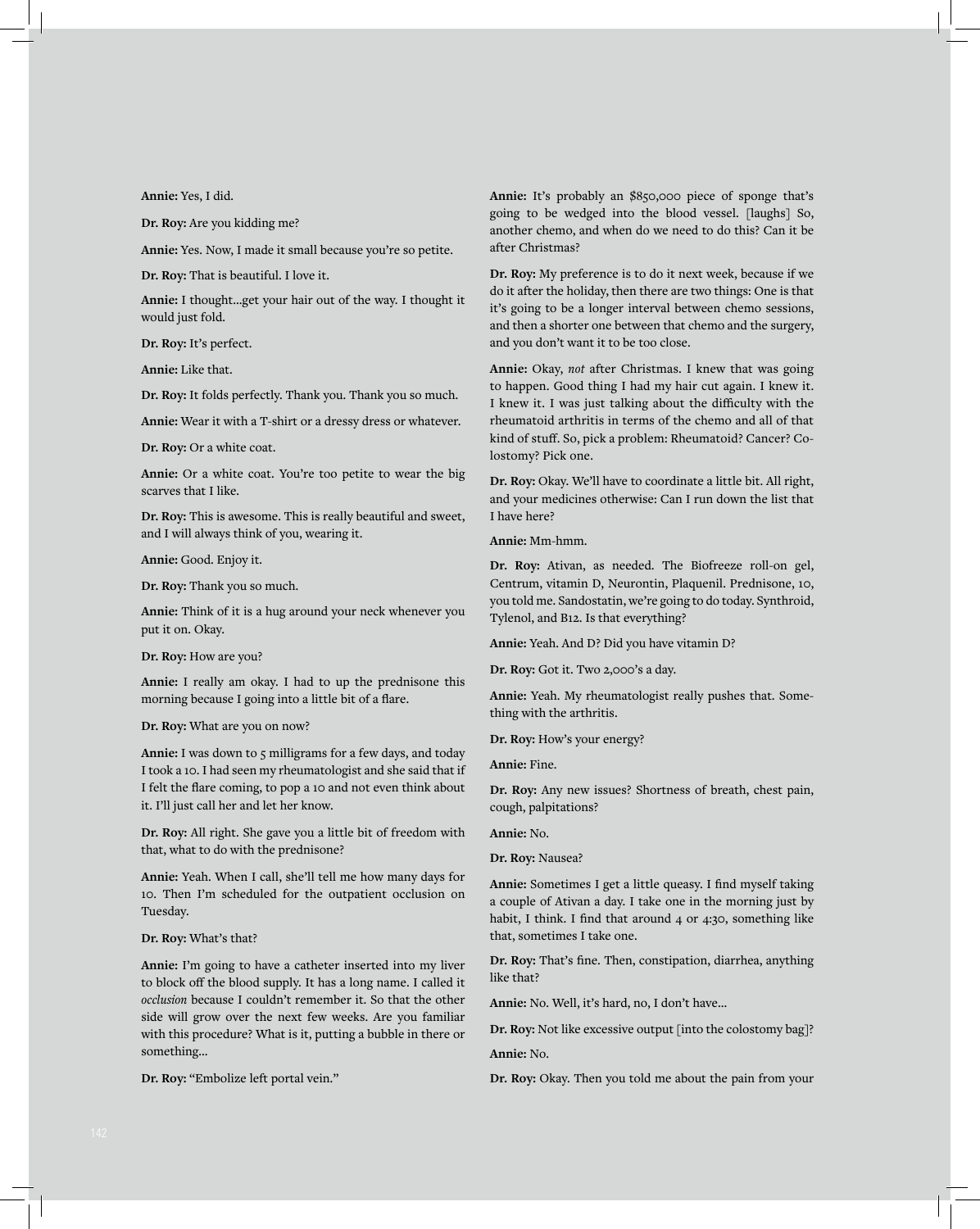**Annie:** Yes, I did.

**Dr. Roy:** Are you kidding me?

**Annie:** Yes. Now, I made it small because you're so petite.

**Dr. Roy:** That is beautiful. I love it.

**Annie:** I thought...get your hair out of the way. I thought it would just fold.

**Dr. Roy:** It's perfect.

**Annie:** Like that.

**Dr. Roy:** It folds perfectly. Thank you. Thank you so much.

**Annie:** Wear it with a T-shirt or a dressy dress or whatever.

**Dr. Roy:** Or a white coat.

**Annie:** Or a white coat. You're too petite to wear the big scarves that I like.

**Dr. Roy:** This is awesome. This is really beautiful and sweet, and I will always think of you, wearing it.

**Annie:** Good. Enjoy it.

**Dr. Roy:** Thank you so much.

**Annie:** Think of it is a hug around your neck whenever you put it on. Okay.

**Dr. Roy:** How are you?

**Annie:** I really am okay. I had to up the prednisone this morning because I going into a little bit of a flare.

**Dr. Roy:** What are you on now?

**Annie:** I was down to 5 milligrams for a few days, and today I took a 10. I had seen my rheumatologist and she said that if I felt the flare coming, to pop a 10 and not even think about it. I'll just call her and let her know.

**Dr. Roy:** All right. She gave you a little bit of freedom with that, what to do with the prednisone?

**Annie:** Yeah. When I call, she'll tell me how many days for 10. Then I'm scheduled for the outpatient occlusion on Tuesday.

**Dr. Roy:** What's that?

**Annie:** I'm going to have a catheter inserted into my liver to block off the blood supply. It has a long name. I called it *occlusion* because I couldn't remember it. So that the other side will grow over the next few weeks. Are you familiar with this procedure? What is it, putting a bubble in there or something...

**Dr. Roy:** "Embolize left portal vein."

**Annie:** It's probably an $850,000 piece of sponge that's going to be wedged into the blood vessel. [laughs] So, another chemo, and when do we need to do this? Can it be after Christmas?

**Dr. Roy:** My preference is to do it next week, because if we do it after the holiday, then there are two things: One is that it's going to be a longer interval between chemo sessions, and then a shorter one between that chemo and the surgery, and you don't want it to be too close.

**Annie:** Okay, *not* after Christmas. I knew that was going to happen. Good thing I had my hair cut again. I knew it. I knew it. I was just talking about the difficulty with the rheumatoid arthritis in terms of the chemo and all of that kind of stuff. So, pick a problem: Rheumatoid? Cancer? Colostomy? Pick one.

**Dr. Roy:** Okay. We'll have to coordinate a little bit. All right, and your medicines otherwise: Can I run down the list that I have here?

**Annie:** Mm-hmm.

**Dr. Roy:** Ativan, as needed. The Biofreeze roll-on gel, Centrum, vitamin D, Neurontin, Plaquenil. Prednisone, 10, you told me. Sandostatin, we're going to do today. Synthroid, Tylenol, and B12. Is that everything?

**Annie:** Yeah. And D? Did you have vitamin D?

**Dr. Roy:** Got it. Two 2,000's a day.

**Annie:** Yeah. My rheumatologist really pushes that. Something with the arthritis.

**Dr. Roy:** How's your energy?

**Annie:** Fine.

**Dr. Roy:** Any new issues? Shortness of breath, chest pain, cough, palpitations?

**Annie:** No.

**Dr. Roy:** Nausea?

**Annie:** Sometimes I get a little queasy. I find myself taking a couple of Ativan a day. I take one in the morning just by habit, I think. I find that around 4 or 4:30, something like that, sometimes I take one.

**Dr. Roy:** That's fine. Then, constipation, diarrhea, anything like that?

**Annie:** No. Well, it's hard, no, I don't have...

**Dr. Roy:** Not like excessive output [into the colostomy bag]?

**Annie:** No.

**Dr. Roy:** Okay. Then you told me about the pain from your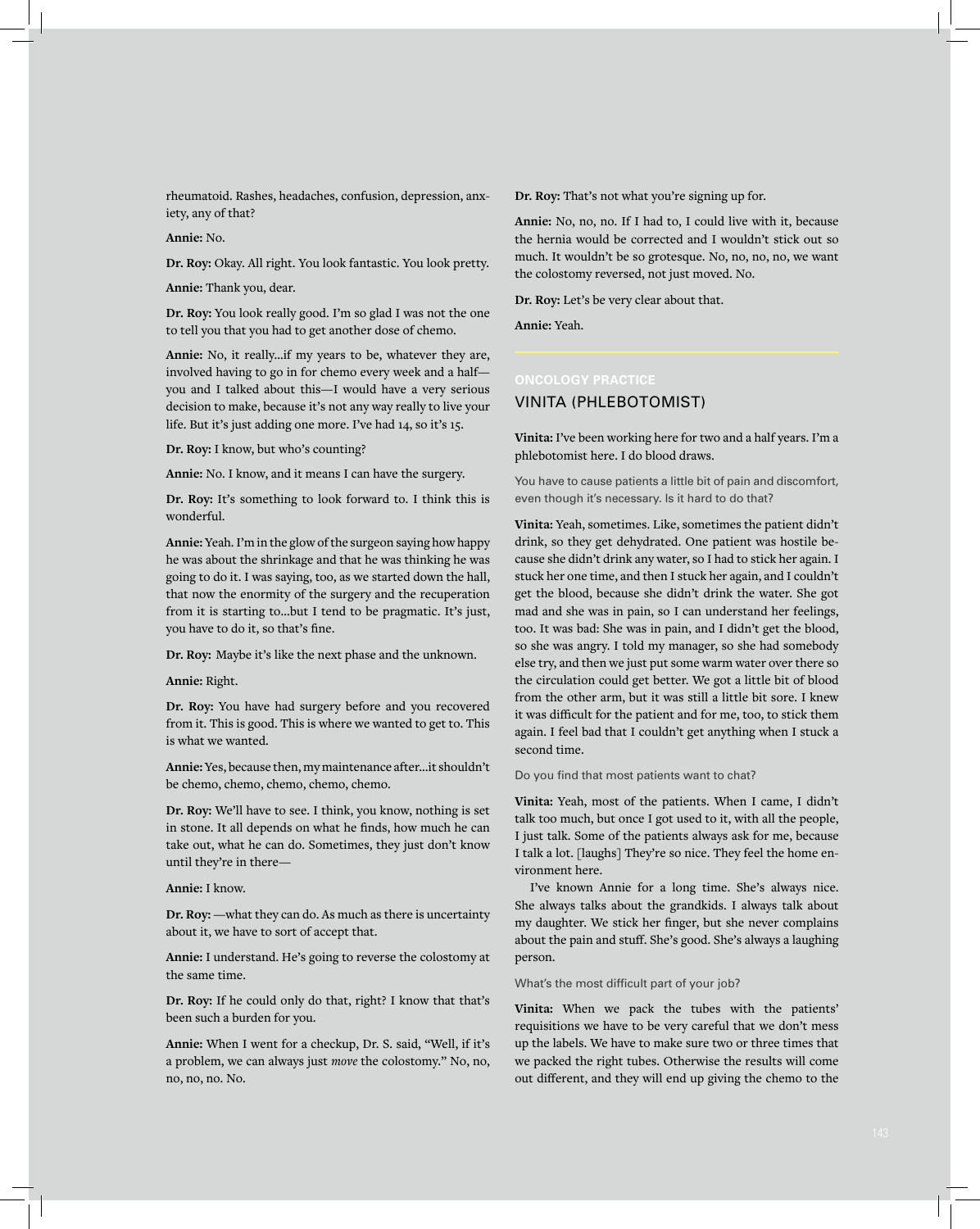rheumatoid. Rashes, headaches, confusion, depression, anxiety, any of that?

**Annie:** No.

**Dr. Roy:** Okay. All right. You look fantastic. You look pretty.

**Annie:** Thank you, dear.

**Dr. Roy:** You look really good. I'm so glad I was not the one to tell you that you had to get another dose of chemo.

**Annie:** No, it really…if my years to be, whatever they are, involved having to go in for chemo every week and a half—you and I talked about this—I would have a very serious decision to make, because it's not any way really to live your life. But it's just adding one more. I've had 14, so it's 15.

**Dr. Roy:** I know, but who's counting?

**Annie:** No. I know, and it means I can have the surgery.

**Dr. Roy:** It's something to look forward to. I think this is wonderful.

**Annie:** Yeah. I'm in the glow of the surgeon saying how happy he was about the shrinkage and that he was thinking he was going to do it. I was saying, too, as we started down the hall, that now the enormity of the surgery and the recuperation from it is starting to…but I tend to be pragmatic. It's just, you have to do it, so that's fine.

**Dr. Roy:** Maybe it's like the next phase and the unknown.

**Annie:** Right.

**Dr. Roy:** You have had surgery before and you recovered from it. This is good. This is where we wanted to get to. This is what we wanted.

**Annie:** Yes, because then, my maintenance after…it shouldn't be chemo, chemo, chemo, chemo, chemo.

**Dr. Roy:** We'll have to see. I think, you know, nothing is set in stone. It all depends on what he finds, how much he can take out, what he can do. Sometimes, they just don't know until they're in there—

**Annie:** I know.

**Dr. Roy:** —what they can do. As much as there is uncertainty about it, we have to sort of accept that.

**Annie:** I understand. He's going to reverse the colostomy at the same time.

**Dr. Roy:** If he could only do that, right? I know that that's been such a burden for you.

**Annie:** When I went for a checkup, Dr. S. said, "Well, if it's a problem, we can always just *move* the colostomy." No, no, no, no, no. No.

**Dr. Roy:** That's not what you're signing up for.

**Annie:** No, no, no. If I had to, I could live with it, because the hernia would be corrected and I wouldn't stick out so much. It wouldn't be so grotesque. No, no, no, we want the colostomy reversed, not just moved. No.

**Dr. Roy:** Let's be very clear about that.

**Annie:** Yeah.

---

ONCOLOGY PRACTICE

## VINITA (PHLEBOTOMIST)

**Vinita:** I've been working here for two and a half years. I'm a phlebotomist here. I do blood draws.

You have to cause patients a little bit of pain and discomfort, even though it's necessary. Is it hard to do that?

**Vinita:** Yeah, sometimes. Like, sometimes the patient didn't drink, so they get dehydrated. One patient was hostile because she didn't drink any water, so I had to stick her again. I stuck her one time, and then I stuck her again, and I couldn't get the blood, because she didn't drink the water. She got mad and she was in pain, so I can understand her feelings, too. It was bad: She was in pain, and I didn't get the blood, so she was angry. I told my manager, so she had somebody else try, and then we just put some warm water over there so the circulation could get better. We got a little bit of blood from the other arm, but it was still a little bit sore. I knew it was difficult for the patient and for me, too, to stick them again. I feel bad that I couldn't get anything when I stuck a second time.

Do you find that most patients want to chat?

**Vinita:** Yeah, most of the patients. When I came, I didn't talk too much, but once I got used to it, with all the people, I just talk. Some of the patients always ask for me, because I talk a lot. [laughs] They're so nice. They feel the home environment here.

I've known Annie for a long time. She's always nice. She always talks about the grandkids. I always talk about my daughter. We stick her finger, but she never complains about the pain and stuff. She's good. She's always a laughing person.

What's the most difficult part of your job?

**Vinita:** When we pack the tubes with the patients' requisitions we have to be very careful that we don't mess up the labels. We have to make sure two or three times that we packed the right tubes. Otherwise the results will come out different, and they will end up giving the chemo to the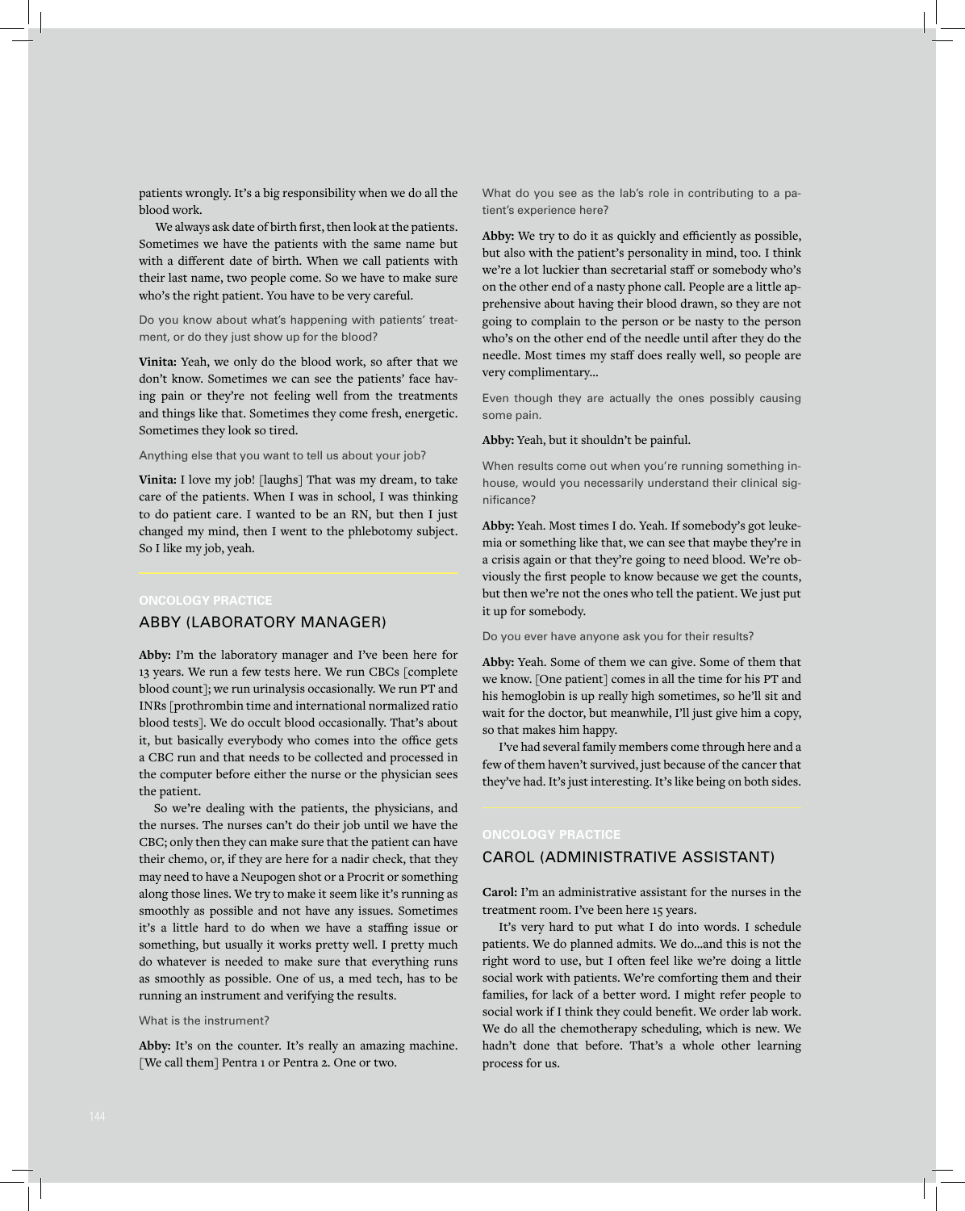patients wrongly. It's a big responsibility when we do all the blood work.

We always ask date of birth first, then look at the patients. Sometimes we have the patients with the same name but with a different date of birth. When we call patients with their last name, two people come. So we have to make sure who's the right patient. You have to be very careful.

Do you know about what's happening with patients' treatment, or do they just show up for the blood?

**Vinita:** Yeah, we only do the blood work, so after that we don't know. Sometimes we can see the patients' face having pain or they're not feeling well from the treatments and things like that. Sometimes they come fresh, energetic. Sometimes they look so tired.

Anything else that you want to tell us about your job?

**Vinita:** I love my job! [laughs] That was my dream, to take care of the patients. When I was in school, I was thinking to do patient care. I wanted to be an RN, but then I just changed my mind, then I went to the phlebotomy subject. So I like my job, yeah.

ONCOLOGY PRACTICE

## ABBY (LABORATORY MANAGER)

**Abby:** I'm the laboratory manager and I've been here for 13 years. We run a few tests here. We run CBCs [complete blood count]; we run urinalysis occasionally. We run PT and INRs [prothrombin time and international normalized ratio blood tests]. We do occult blood occasionally. That's about it, but basically everybody who comes into the office gets a CBC run and that needs to be collected and processed in the computer before either the nurse or the physician sees the patient.

So we're dealing with the patients, the physicians, and the nurses. The nurses can't do their job until we have the CBC; only then they can make sure that the patient can have their chemo, or, if they are here for a nadir check, that they may need to have a Neupogen shot or a Procrit or something along those lines. We try to make it seem like it's running as smoothly as possible and not have any issues. Sometimes it's a little hard to do when we have a staffing issue or something, but usually it works pretty well. I pretty much do whatever is needed to make sure that everything runs as smoothly as possible. One of us, a med tech, has to be running an instrument and verifying the results.

What is the instrument?

**Abby:** It's on the counter. It's really an amazing machine. [We call them] Pentra 1 or Pentra 2. One or two.

What do you see as the lab's role in contributing to a patient's experience here?

**Abby:** We try to do it as quickly and efficiently as possible, but also with the patient's personality in mind, too. I think we're a lot luckier than secretarial staff or somebody who's on the other end of a nasty phone call. People are a little apprehensive about having their blood drawn, so they are not going to complain to the person or be nasty to the person who's on the other end of the needle until after they do the needle. Most times my staff does really well, so people are very complimentary...

Even though they are actually the ones possibly causing some pain.

**Abby:** Yeah, but it shouldn't be painful.

When results come out when you're running something in-house, would you necessarily understand their clinical significance?

**Abby:** Yeah. Most times I do. Yeah. If somebody's got leukemia or something like that, we can see that maybe they're in a crisis again or that they're going to need blood. We're obviously the first people to know because we get the counts, but then we're not the ones who tell the patient. We just put it up for somebody.

Do you ever have anyone ask you for their results?

**Abby:** Yeah. Some of them we can give. Some of them that we know. [One patient] comes in all the time for his PT and his hemoglobin is up really high sometimes, so he'll sit and wait for the doctor, but meanwhile, I'll just give him a copy, so that makes him happy.

I've had several family members come through here and a few of them haven't survived, just because of the cancer that they've had. It's just interesting. It's like being on both sides.

ONCOLOGY PRACTICE

## CAROL (ADMINISTRATIVE ASSISTANT)

**Carol:** I'm an administrative assistant for the nurses in the treatment room. I've been here 15 years.

It's very hard to put what I do into words. I schedule patients. We do planned admits. We do...and this is not the right word to use, but I often feel like we're doing a little social work with patients. We're comforting them and their families, for lack of a better word. I might refer people to social work if I think they could benefit. We order lab work. We do all the chemotherapy scheduling, which is new. We hadn't done that before. That's a whole other learning process for us.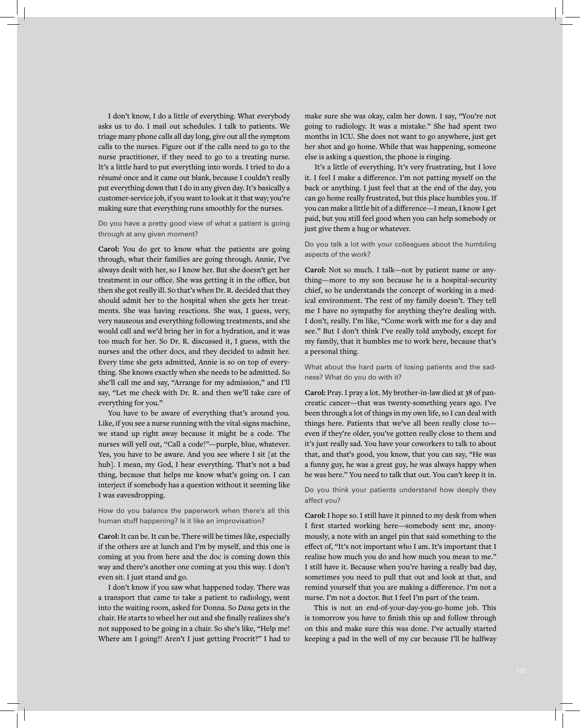I don't know, I do a little of everything. What everybody asks us to do. I mail out schedules. I talk to patients. We triage many phone calls all day long, give out all the symptom calls to the nurses. Figure out if the calls need to go to the nurse practitioner, if they need to go to a treating nurse. It's a little hard to put everything into words. I tried to do a résumé once and it came out blank, because I couldn't really put everything down that I do in any given day. It's basically a customer-service job, if you want to look at it that way; you're making sure that everything runs smoothly for the nurses.

Do you have a pretty good view of what a patient is going through at any given moment?

**Carol:** You do get to know what the patients are going through, what their families are going through. Annie, I've always dealt with her, so I know her. But she doesn't get her treatment in our office. She was getting it in the office, but then she got really ill. So that's when Dr. R. decided that they should admit her to the hospital when she gets her treatments. She was having reactions. She was, I guess, very, very nauseous and everything following treatments, and she would call and we'd bring her in for a hydration, and it was too much for her. So Dr. R. discussed it, I guess, with the nurses and the other docs, and they decided to admit her. Every time she gets admitted, Annie is so on top of everything. She knows exactly when she needs to be admitted. So she'll call me and say, "Arrange for my admission," and I'll say, "Let me check with Dr. R. and then we'll take care of everything for you."

You have to be aware of everything that's around you. Like, if you see a nurse running with the vital-signs machine, we stand up right away because it might be a code. The nurses will yell out, "Call a code!"—purple, blue, whatever. Yes, you have to be aware. And you see where I sit [at the hub]. I mean, my God, I hear everything. That's not a bad thing, because that helps me know what's going on. I can interject if somebody has a question without it seeming like I was eavesdropping.

How do you balance the paperwork when there's all this human stuff happening? Is it like an improvisation?

**Carol:** It can be. It can be. There will be times like, especially if the others are at lunch and I'm by myself, and this one is coming at you from here and the doc is coming down this way and there's another one coming at you this way. I don't even sit. I just stand and go.

I don't know if you saw what happened today. There was a transport that came to take a patient to radiology, went into the waiting room, asked for Donna. So *Dana* gets in the chair. He starts to wheel her out and she finally realizes she's not supposed to be going in a chair. So she's like, "Help me! Where am I going?! Aren't I just getting Procrit?" I had to make sure she was okay, calm her down. I say, "You're not going to radiology. It was a mistake." She had spent two months in ICU. She does not want to go anywhere, just get her shot and go home. While that was happening, someone else is asking a question, the phone is ringing.

It's a little of everything. It's very frustrating, but I love it. I feel I make a difference. I'm not patting myself on the back or anything. I just feel that at the end of the day, you can go home really frustrated, but this place humbles you. If you can make a little bit of a difference—I mean, I know I get paid, but you still feel good when you can help somebody or just give them a hug or whatever.

Do you talk a lot with your colleagues about the humbling aspects of the work?

**Carol:** Not so much. I talk—not by patient name or anything—more to my son because he is a hospital-security chief, so he understands the concept of working in a medical environment. The rest of my family doesn't. They tell me I have no sympathy for anything they're dealing with. I don't, really. I'm like, "Come work with me for a day and see." But I don't think I've really told anybody, except for my family, that it humbles me to work here, because that's a personal thing.

What about the hard parts of losing patients and the sadness? What do you do with it?

**Carol:** Pray. I pray a lot. My brother-in-law died at 38 of pancreatic cancer—that was twenty-something years ago. I've been through a lot of things in my own life, so I can deal with things here. Patients that we've all been really close to—even if they're older, you've gotten really close to them and it's just really sad. You have your coworkers to talk to about that, and that's good, you know, that you can say, "He was a funny guy, he was a great guy, he was always happy when he was here." You need to talk that out. You can't keep it in.

Do you think your patients understand how deeply they affect you?

**Carol:** I hope so. I still have it pinned to my desk from when I first started working here—somebody sent me, anonymously, a note with an angel pin that said something to the effect of, "It's not important who I am. It's important that I realize how much you do and how much you mean to me." I still have it. Because when you're having a really bad day, sometimes you need to pull that out and look at that, and remind yourself that you are making a difference. I'm not a nurse. I'm not a doctor. But I feel I'm part of the team.

This is not an end-of-your-day-you-go-home job. This is tomorrow you have to finish this up and follow through on this and make sure this was done. I've actually started keeping a pad in the well of my car because I'll be halfway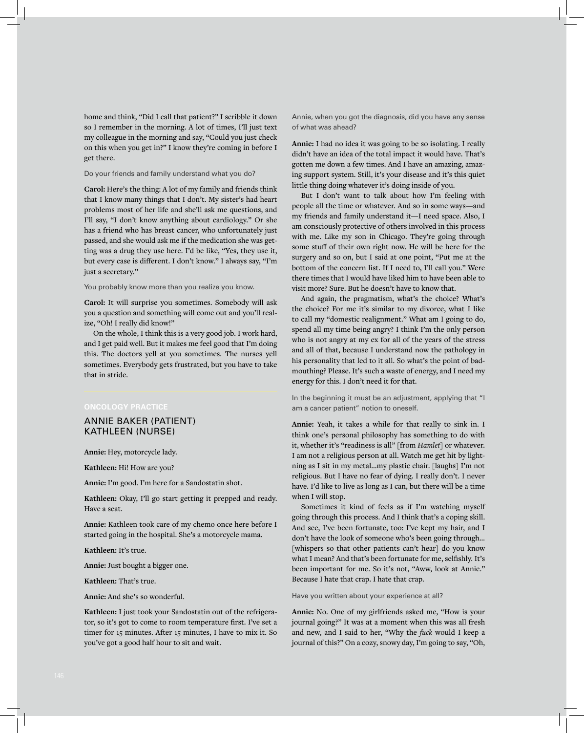home and think, "Did I call that patient?" I scribble it down so I remember in the morning. A lot of times, I'll just text my colleague in the morning and say, "Could you just check on this when you get in?" I know they're coming in before I get there.

Do your friends and family understand what you do?

**Carol:** Here's the thing: A lot of my family and friends think that I know many things that I don't. My sister's had heart problems most of her life and she'll ask me questions, and I'll say, "I don't know anything about cardiology." Or she has a friend who has breast cancer, who unfortunately just passed, and she would ask me if the medication she was getting was a drug they use here. I'd be like, "Yes, they use it, but every case is different. I don't know." I always say, "I'm just a secretary."

You probably know more than you realize you know.

**Carol:** It will surprise you sometimes. Somebody will ask you a question and something will come out and you'll realize, "Oh! I really did know!"

On the whole, I think this is a very good job. I work hard, and I get paid well. But it makes me feel good that I'm doing this. The doctors yell at you sometimes. The nurses yell sometimes. Everybody gets frustrated, but you have to take that in stride.

## ONCOLOGY PRACTICE

## ANNIE BAKER (PATIENT) KATHLEEN (NURSE)

**Annie:** Hey, motorcycle lady.

**Kathleen:** Hi! How are you?

**Annie:** I'm good. I'm here for a Sandostatin shot.

**Kathleen:** Okay, I'll go start getting it prepped and ready. Have a seat.

**Annie:** Kathleen took care of my chemo once here before I started going in the hospital. She's a motorcycle mama.

**Kathleen:** It's true.

**Annie:** Just bought a bigger one.

**Kathleen:** That's true.

**Annie:** And she's so wonderful.

**Kathleen:** I just took your Sandostatin out of the refrigerator, so it's got to come to room temperature first. I've set a timer for 15 minutes. After 15 minutes, I have to mix it. So you've got a good half hour to sit and wait.

Annie, when you got the diagnosis, did you have any sense of what was ahead?

**Annie:** I had no idea it was going to be so isolating. I really didn't have an idea of the total impact it would have. That's gotten me down a few times. And I have an amazing, amazing support system. Still, it's your disease and it's this quiet little thing doing whatever it's doing inside of you.

But I don't want to talk about how I'm feeling with people all the time or whatever. And so in some ways—and my friends and family understand it—I need space. Also, I am consciously protective of others involved in this process with me. Like my son in Chicago. They're going through some stuff of their own right now. He will be here for the surgery and so on, but I said at one point, "Put me at the bottom of the concern list. If I need to, I'll call you." Were there times that I would have liked him to have been able to visit more? Sure. But he doesn't have to know that.

And again, the pragmatism, what's the choice? What's the choice? For me it's similar to my divorce, what I like to call my "domestic realignment." What am I going to do, spend all my time being angry? I think I'm the only person who is not angry at my ex for all of the years of the stress and all of that, because I understand now the pathology in his personality that led to it all. So what's the point of badmouthing? Please. It's such a waste of energy, and I need my energy for this. I don't need it for that.

In the beginning it must be an adjustment, applying that "I am a cancer patient" notion to oneself.

**Annie:** Yeah, it takes a while for that really to sink in. I think one's personal philosophy has something to do with it, whether it's "readiness is all" [from *Hamlet*] or whatever. I am not a religious person at all. Watch me get hit by lightning as I sit in my metal…my plastic chair. [laughs] I'm not religious. But I have no fear of dying. I really don't. I never have. I'd like to live as long as I can, but there will be a time when I will stop.

Sometimes it kind of feels as if I'm watching myself going through this process. And I think that's a coping skill. And see, I've been fortunate, too: I've kept my hair, and I don't have the look of someone who's been going through… [whispers so that other patients can't hear] do you know what I mean? And that's been fortunate for me, selfishly. It's been important for me. So it's not, "Aww, look at Annie." Because I hate that crap. I hate that crap.

Have you written about your experience at all?

**Annie:** No. One of my girlfriends asked me, "How is your journal going?" It was at a moment when this was all fresh and new, and I said to her, "Why the *fuck* would I keep a journal of this?" On a cozy, snowy day, I'm going to say, "Oh,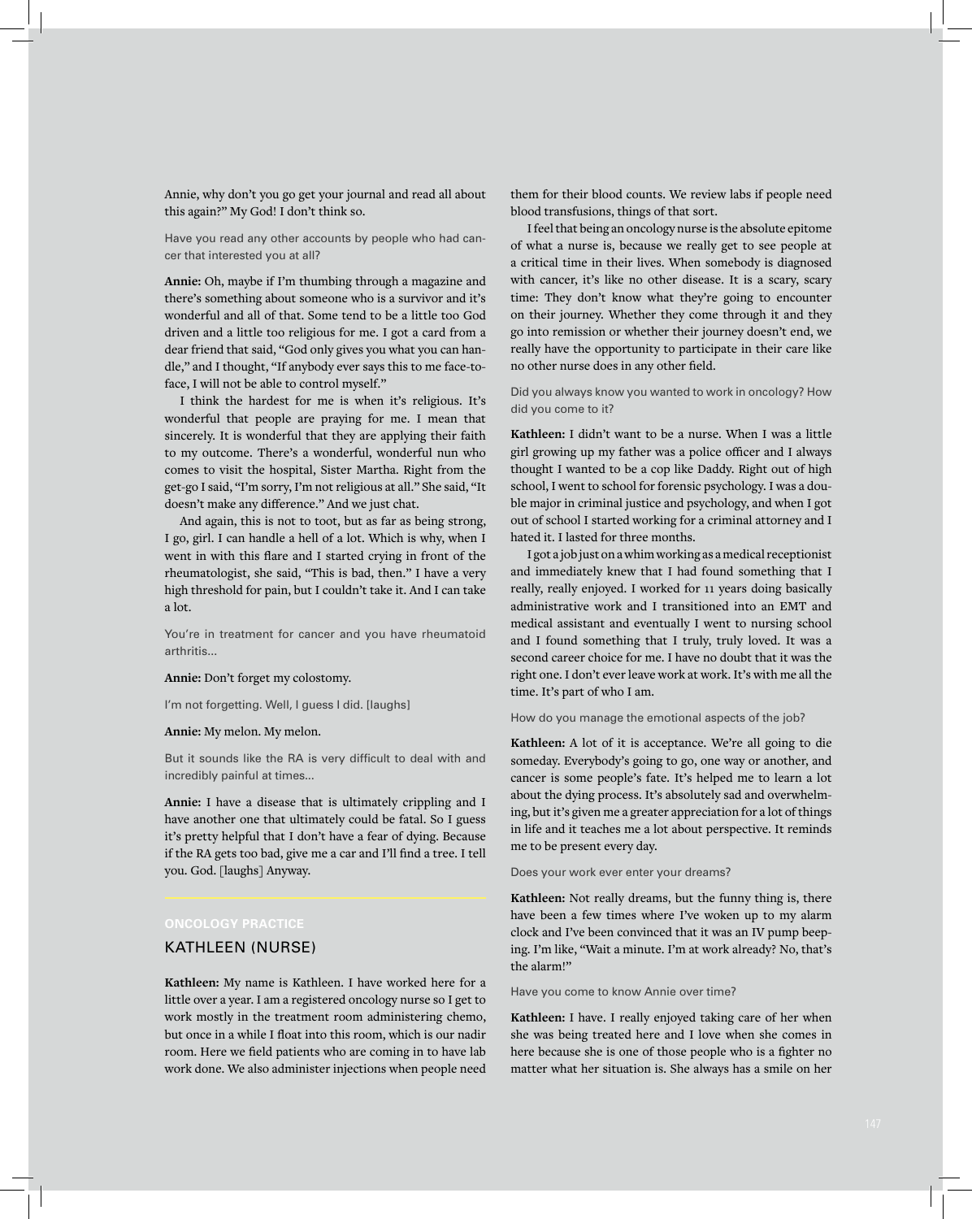Annie, why don't you go get your journal and read all about this again?" My God! I don't think so.

Have you read any other accounts by people who had cancer that interested you at all?

**Annie:** Oh, maybe if I'm thumbing through a magazine and there's something about someone who is a survivor and it's wonderful and all of that. Some tend to be a little too God driven and a little too religious for me. I got a card from a dear friend that said, "God only gives you what you can handle," and I thought, "If anybody ever says this to me face-to-face, I will not be able to control myself."

I think the hardest for me is when it's religious. It's wonderful that people are praying for me. I mean that sincerely. It is wonderful that they are applying their faith to my outcome. There's a wonderful, wonderful nun who comes to visit the hospital, Sister Martha. Right from the get-go I said, "I'm sorry, I'm not religious at all." She said, "It doesn't make any difference." And we just chat.

And again, this is not to toot, but as far as being strong, I go, girl. I can handle a hell of a lot. Which is why, when I went in with this flare and I started crying in front of the rheumatologist, she said, "This is bad, then." I have a very high threshold for pain, but I couldn't take it. And I can take a lot.

You're in treatment for cancer and you have rheumatoid arthritis...

**Annie:** Don't forget my colostomy.

I'm not forgetting. Well, I guess I did. [laughs]

**Annie:** My melon. My melon.

But it sounds like the RA is very difficult to deal with and incredibly painful at times...

**Annie:** I have a disease that is ultimately crippling and I have another one that ultimately could be fatal. So I guess it's pretty helpful that I don't have a fear of dying. Because if the RA gets too bad, give me a car and I'll find a tree. I tell you. God. [laughs] Anyway.

ONCOLOGY PRACTICE

## KATHLEEN (NURSE)

**Kathleen:** My name is Kathleen. I have worked here for a little over a year. I am a registered oncology nurse so I get to work mostly in the treatment room administering chemo, but once in a while I float into this room, which is our nadir room. Here we field patients who are coming in to have lab work done. We also administer injections when people need them for their blood counts. We review labs if people need blood transfusions, things of that sort.

I feel that being an oncology nurse is the absolute epitome of what a nurse is, because we really get to see people at a critical time in their lives. When somebody is diagnosed with cancer, it's like no other disease. It is a scary, scary time: They don't know what they're going to encounter on their journey. Whether they come through it and they go into remission or whether their journey doesn't end, we really have the opportunity to participate in their care like no other nurse does in any other field.

Did you always know you wanted to work in oncology? How did you come to it?

**Kathleen:** I didn't want to be a nurse. When I was a little girl growing up my father was a police officer and I always thought I wanted to be a cop like Daddy. Right out of high school, I went to school for forensic psychology. I was a double major in criminal justice and psychology, and when I got out of school I started working for a criminal attorney and I hated it. I lasted for three months.

I got a job just on a whim working as a medical receptionist and immediately knew that I had found something that I really, really enjoyed. I worked for 11 years doing basically administrative work and I transitioned into an EMT and medical assistant and eventually I went to nursing school and I found something that I truly, truly loved. It was a second career choice for me. I have no doubt that it was the right one. I don't ever leave work at work. It's with me all the time. It's part of who I am.

How do you manage the emotional aspects of the job?

**Kathleen:** A lot of it is acceptance. We're all going to die someday. Everybody's going to go, one way or another, and cancer is some people's fate. It's helped me to learn a lot about the dying process. It's absolutely sad and overwhelming, but it's given me a greater appreciation for a lot of things in life and it teaches me a lot about perspective. It reminds me to be present every day.

Does your work ever enter your dreams?

**Kathleen:** Not really dreams, but the funny thing is, there have been a few times where I've woken up to my alarm clock and I've been convinced that it was an IV pump beeping. I'm like, "Wait a minute. I'm at work already? No, that's the alarm!"

Have you come to know Annie over time?

**Kathleen:** I have. I really enjoyed taking care of her when she was being treated here and I love when she comes in here because she is one of those people who is a fighter no matter what her situation is. She always has a smile on her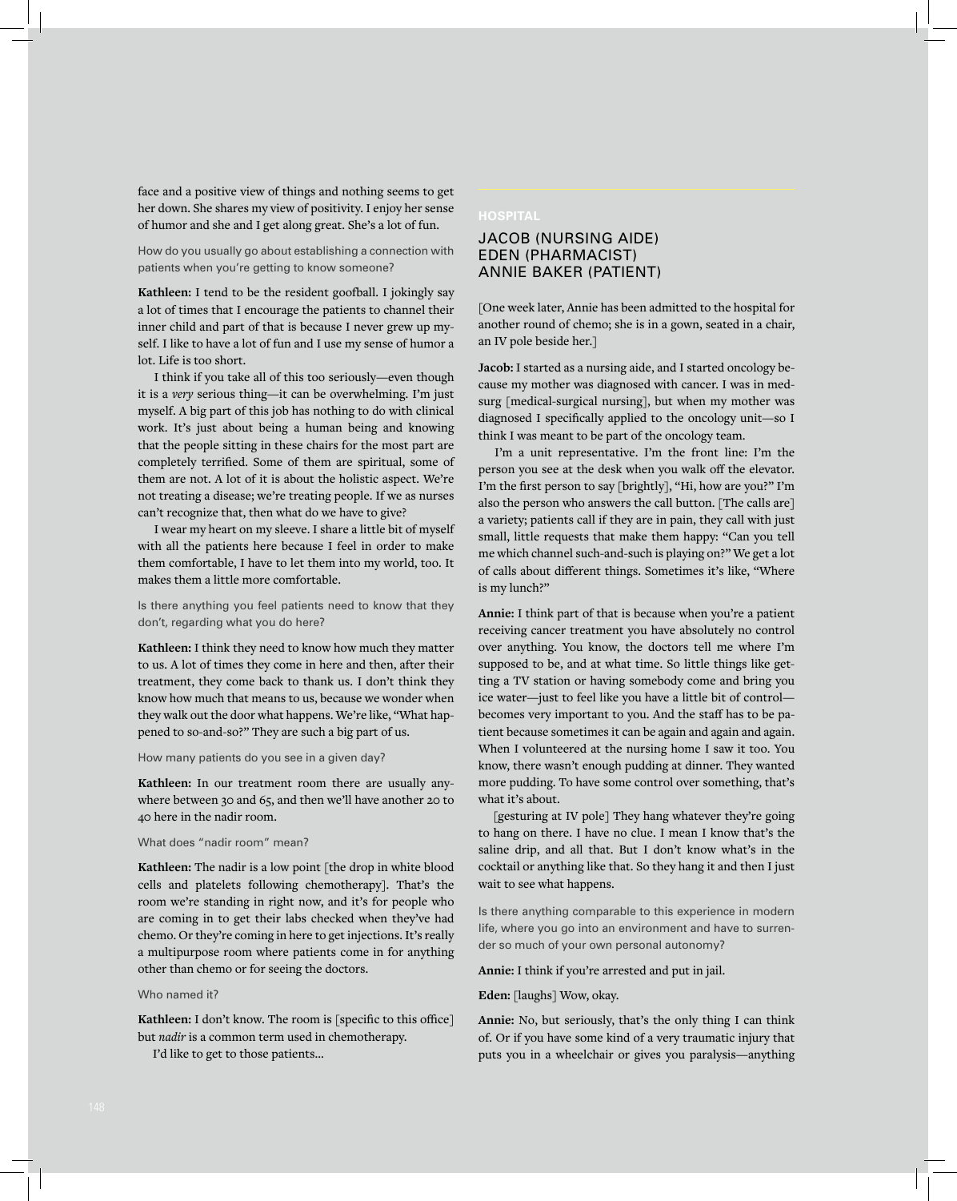face and a positive view of things and nothing seems to get her down. She shares my view of positivity. I enjoy her sense of humor and she and I get along great. She's a lot of fun.

How do you usually go about establishing a connection with patients when you're getting to know someone?

**Kathleen:** I tend to be the resident goofball. I jokingly say a lot of times that I encourage the patients to channel their inner child and part of that is because I never grew up myself. I like to have a lot of fun and I use my sense of humor a lot. Life is too short.

I think if you take all of this too seriously—even though it is a *very* serious thing—it can be overwhelming. I'm just myself. A big part of this job has nothing to do with clinical work. It's just about being a human being and knowing that the people sitting in these chairs for the most part are completely terrified. Some of them are spiritual, some of them are not. A lot of it is about the holistic aspect. We're not treating a disease; we're treating people. If we as nurses can't recognize that, then what do we have to give?

I wear my heart on my sleeve. I share a little bit of myself with all the patients here because I feel in order to make them comfortable, I have to let them into my world, too. It makes them a little more comfortable.

Is there anything you feel patients need to know that they don't, regarding what you do here?

**Kathleen:** I think they need to know how much they matter to us. A lot of times they come in here and then, after their treatment, they come back to thank us. I don't think they know how much that means to us, because we wonder when they walk out the door what happens. We're like, "What happened to so-and-so?" They are such a big part of us.

How many patients do you see in a given day?

**Kathleen:** In our treatment room there are usually anywhere between 30 and 65, and then we'll have another 20 to 40 here in the nadir room.

What does "nadir room" mean?

**Kathleen:** The nadir is a low point [the drop in white blood cells and platelets following chemotherapy]. That's the room we're standing in right now, and it's for people who are coming in to get their labs checked when they've had chemo. Or they're coming in here to get injections. It's really a multipurpose room where patients come in for anything other than chemo or for seeing the doctors.

Who named it?

**Kathleen:** I don't know. The room is [specific to this office] but *nadir* is a common term used in chemotherapy.

I'd like to get to those patients...

## HOSPITAL

### JACOB (NURSING AIDE)
### EDEN (PHARMACIST)
### ANNIE BAKER (PATIENT)

[One week later, Annie has been admitted to the hospital for another round of chemo; she is in a gown, seated in a chair, an IV pole beside her.]

**Jacob:** I started as a nursing aide, and I started oncology because my mother was diagnosed with cancer. I was in med-surg [medical-surgical nursing], but when my mother was diagnosed I specifically applied to the oncology unit—so I think I was meant to be part of the oncology team.

I'm a unit representative. I'm the front line: I'm the person you see at the desk when you walk off the elevator. I'm the first person to say [brightly], "Hi, how are you?" I'm also the person who answers the call button. [The calls are] a variety; patients call if they are in pain, they call with just small, little requests that make them happy: "Can you tell me which channel such-and-such is playing on?" We get a lot of calls about different things. Sometimes it's like, "Where is my lunch?"

**Annie:** I think part of that is because when you're a patient receiving cancer treatment you have absolutely no control over anything. You know, the doctors tell me where I'm supposed to be, and at what time. So little things like getting a TV station or having somebody come and bring you ice water—just to feel like you have a little bit of control—becomes very important to you. And the staff has to be patient because sometimes it can be again and again and again. When I volunteered at the nursing home I saw it too. You know, there wasn't enough pudding at dinner. They wanted more pudding. To have some control over something, that's what it's about.

[gesturing at IV pole] They hang whatever they're going to hang on there. I have no clue. I mean I know that's the saline drip, and all that. But I don't know what's in the cocktail or anything like that. So they hang it and then I just wait to see what happens.

Is there anything comparable to this experience in modern life, where you go into an environment and have to surrender so much of your own personal autonomy?

**Annie:** I think if you're arrested and put in jail.

**Eden:** [laughs] Wow, okay.

**Annie:** No, but seriously, that's the only thing I can think of. Or if you have some kind of a very traumatic injury that puts you in a wheelchair or gives you paralysis—anything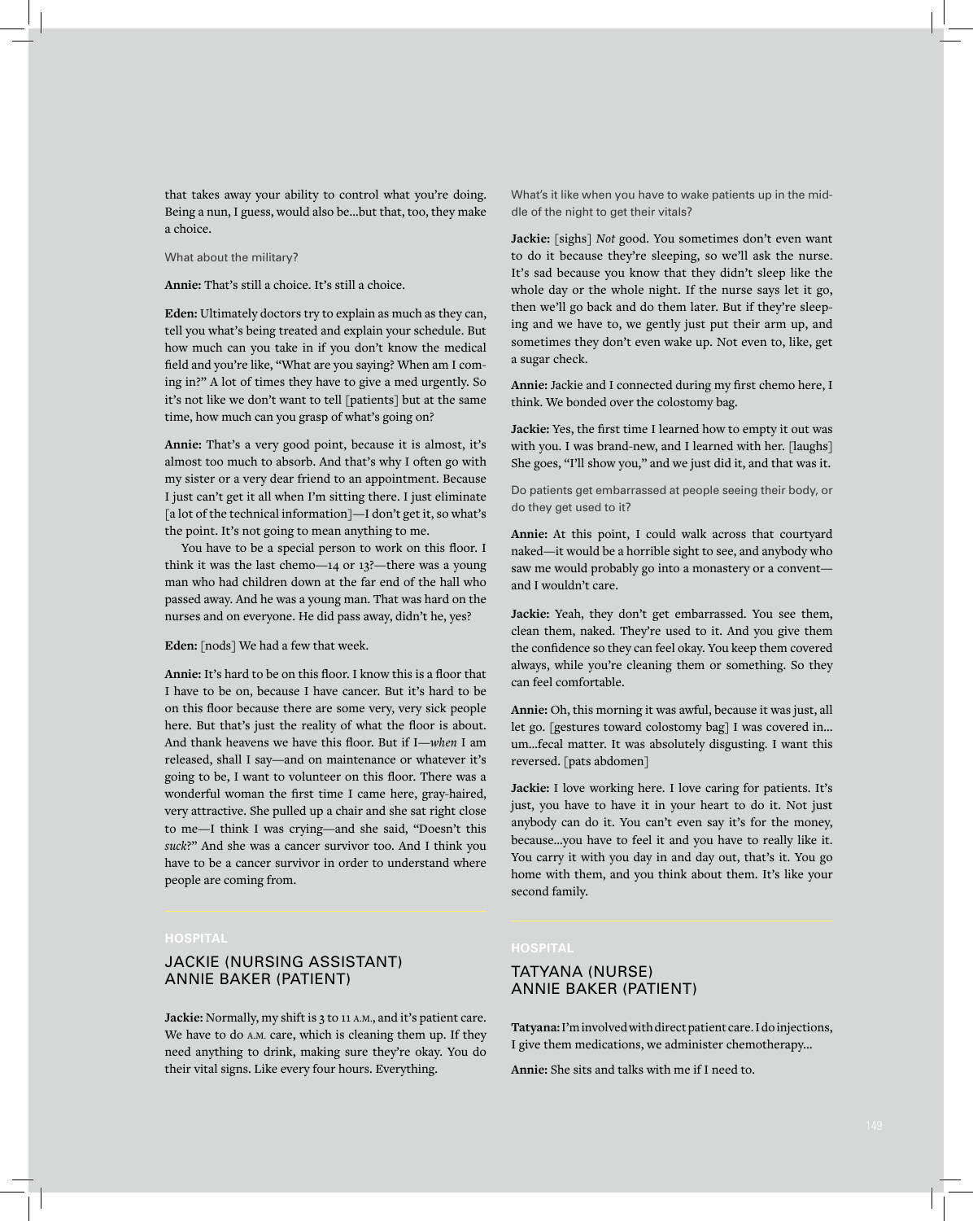that takes away your ability to control what you're doing. Being a nun, I guess, would also be…but that, too, they make a choice.

What about the military?

**Annie:** That's still a choice. It's still a choice.

**Eden:** Ultimately doctors try to explain as much as they can, tell you what's being treated and explain your schedule. But how much can you take in if you don't know the medical field and you're like, "What are you saying? When am I coming in?" A lot of times they have to give a med urgently. So it's not like we don't want to tell [patients] but at the same time, how much can you grasp of what's going on?

**Annie:** That's a very good point, because it is almost, it's almost too much to absorb. And that's why I often go with my sister or a very dear friend to an appointment. Because I just can't get it all when I'm sitting there. I just eliminate [a lot of the technical information]—I don't get it, so what's the point. It's not going to mean anything to me.

You have to be a special person to work on this floor. I think it was the last chemo—14 or 13?—there was a young man who had children down at the far end of the hall who passed away. And he was a young man. That was hard on the nurses and on everyone. He did pass away, didn't he, yes?

**Eden:** [nods] We had a few that week.

**Annie:** It's hard to be on this floor. I know this is a floor that I have to be on, because I have cancer. But it's hard to be on this floor because there are some very, very sick people here. But that's just the reality of what the floor is about. And thank heavens we have this floor. But if I—*when* I am released, shall I say—and on maintenance or whatever it's going to be, I want to volunteer on this floor. There was a wonderful woman the first time I came here, gray-haired, very attractive. She pulled up a chair and she sat right close to me—I think I was crying—and she said, "Doesn't this *suck*?" And she was a cancer survivor too. And I think you have to be a cancer survivor in order to understand where people are coming from.

HOSPITAL

## JACKIE (NURSING ASSISTANT) ANNIE BAKER (PATIENT)

**Jackie:** Normally, my shift is 3 to 11 A.M., and it's patient care. We have to do A.M. care, which is cleaning them up. If they need anything to drink, making sure they're okay. You do their vital signs. Like every four hours. Everything.

What's it like when you have to wake patients up in the middle of the night to get their vitals?

**Jackie:** [sighs] *Not* good. You sometimes don't even want to do it because they're sleeping, so we'll ask the nurse. It's sad because you know that they didn't sleep like the whole day or the whole night. If the nurse says let it go, then we'll go back and do them later. But if they're sleeping and we have to, we gently just put their arm up, and sometimes they don't even wake up. Not even to, like, get a sugar check.

**Annie:** Jackie and I connected during my first chemo here, I think. We bonded over the colostomy bag.

**Jackie:** Yes, the first time I learned how to empty it out was with you. I was brand-new, and I learned with her. [laughs] She goes, "I'll show you," and we just did it, and that was it.

Do patients get embarrassed at people seeing their body, or do they get used to it?

**Annie:** At this point, I could walk across that courtyard naked—it would be a horrible sight to see, and anybody who saw me would probably go into a monastery or a convent—and I wouldn't care.

**Jackie:** Yeah, they don't get embarrassed. You see them, clean them, naked. They're used to it. And you give them the confidence so they can feel okay. You keep them covered always, while you're cleaning them or something. So they can feel comfortable.

**Annie:** Oh, this morning it was awful, because it was just, all let go. [gestures toward colostomy bag] I was covered in…um…fecal matter. It was absolutely disgusting. I want this reversed. [pats abdomen]

**Jackie:** I love working here. I love caring for patients. It's just, you have to have it in your heart to do it. Not just anybody can do it. You can't even say it's for the money, because…you have to feel it and you have to really like it. You carry it with you day in and day out, that's it. You go home with them, and you think about them. It's like your second family.

HOSPITAL

## TATYANA (NURSE) ANNIE BAKER (PATIENT)

**Tatyana:** I'm involved with direct patient care. I do injections, I give them medications, we administer chemotherapy…

**Annie:** She sits and talks with me if I need to.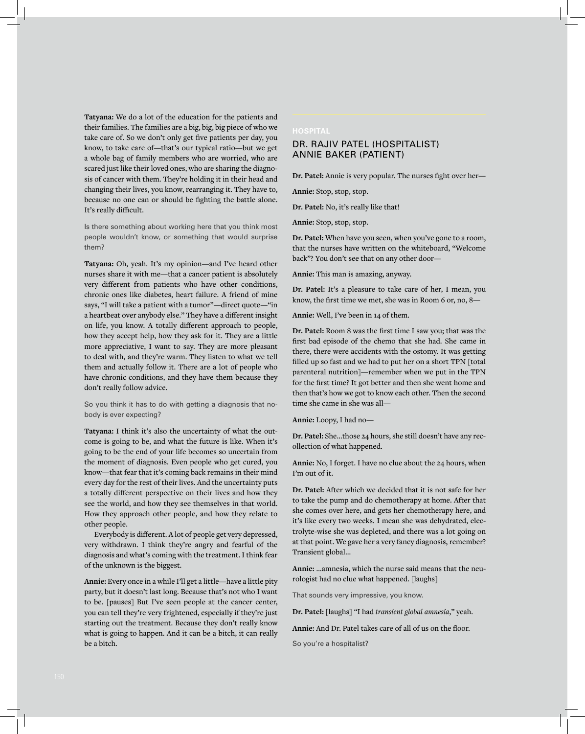**Tatyana:** We do a lot of the education for the patients and their families. The families are a big, big, big piece of who we take care of. So we don't only get five patients per day, you know, to take care of—that's our typical ratio—but we get a whole bag of family members who are worried, who are scared just like their loved ones, who are sharing the diagnosis of cancer with them. They're holding it in their head and changing their lives, you know, rearranging it. They have to, because no one can or should be fighting the battle alone. It's really difficult.

Is there something about working here that you think most people wouldn't know, or something that would surprise them?

**Tatyana:** Oh, yeah. It's my opinion—and I've heard other nurses share it with me—that a cancer patient is absolutely very different from patients who have other conditions, chronic ones like diabetes, heart failure. A friend of mine says, "I will take a patient with a tumor"—direct quote—"in a heartbeat over anybody else." They have a different insight on life, you know. A totally different approach to people, how they accept help, how they ask for it. They are a little more appreciative, I want to say. They are more pleasant to deal with, and they're warm. They listen to what we tell them and actually follow it. There are a lot of people who have chronic conditions, and they have them because they don't really follow advice.

So you think it has to do with getting a diagnosis that nobody is ever expecting?

**Tatyana:** I think it's also the uncertainty of what the outcome is going to be, and what the future is like. When it's going to be the end of your life becomes so uncertain from the moment of diagnosis. Even people who get cured, you know—that fear that it's coming back remains in their mind every day for the rest of their lives. And the uncertainty puts a totally different perspective on their lives and how they see the world, and how they see themselves in that world. How they approach other people, and how they relate to other people.

Everybody is different. A lot of people get very depressed, very withdrawn. I think they're angry and fearful of the diagnosis and what's coming with the treatment. I think fear of the unknown is the biggest.

**Annie:** Every once in a while I'll get a little—have a little pity party, but it doesn't last long. Because that's not who I want to be. [pauses] But I've seen people at the cancer center, you can tell they're very frightened, especially if they're just starting out the treatment. Because they don't really know what is going to happen. And it can be a bitch, it can really be a bitch.

## HOSPITAL

### DR. RAJIV PATEL (HOSPITALIST) ANNIE BAKER (PATIENT)

**Dr. Patel:** Annie is very popular. The nurses fight over her—

**Annie:** Stop, stop, stop.

**Dr. Patel:** No, it's really like that!

**Annie:** Stop, stop, stop.

**Dr. Patel:** When have you seen, when you've gone to a room, that the nurses have written on the whiteboard, "Welcome back"? You don't see that on any other door—

**Annie:** This man is amazing, anyway.

**Dr. Patel:** It's a pleasure to take care of her, I mean, you know, the first time we met, she was in Room 6 or, no, 8—

**Annie:** Well, I've been in 14 of them.

**Dr. Patel:** Room 8 was the first time I saw you; that was the first bad episode of the chemo that she had. She came in there, there were accidents with the ostomy. It was getting filled up so fast and we had to put her on a short TPN [total parenteral nutrition]—remember when we put in the TPN for the first time? It got better and then she went home and then that's how we got to know each other. Then the second time she came in she was all—

**Annie:** Loopy, I had no—

**Dr. Patel:** She...those 24 hours, she still doesn't have any recollection of what happened.

**Annie:** No, I forget. I have no clue about the 24 hours, when I'm out of it.

**Dr. Patel:** After which we decided that it is not safe for her to take the pump and do chemotherapy at home. After that she comes over here, and gets her chemotherapy here, and it's like every two weeks. I mean she was dehydrated, electrolyte-wise she was depleted, and there was a lot going on at that point. We gave her a very fancy diagnosis, remember? Transient global...

**Annie:** ...amnesia, which the nurse said means that the neurologist had no clue what happened. [laughs]

That sounds very impressive, you know.

**Dr. Patel:** [laughs] "I had *transient global amnesia*," yeah.

**Annie:** And Dr. Patel takes care of all of us on the floor.

So you're a hospitalist?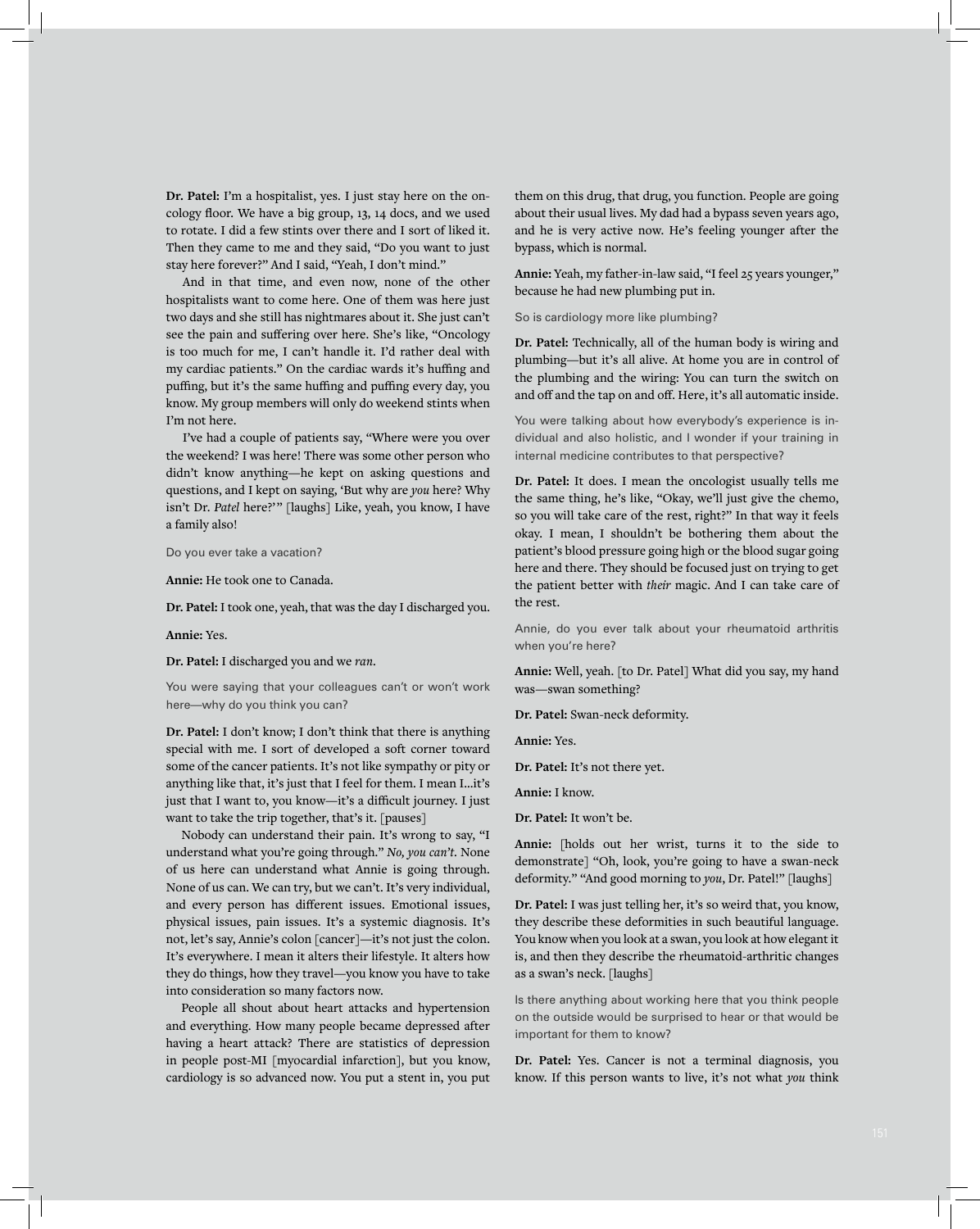**Dr. Patel:** I'm a hospitalist, yes. I just stay here on the oncology floor. We have a big group, 13, 14 docs, and we used to rotate. I did a few stints over there and I sort of liked it. Then they came to me and they said, "Do you want to just stay here forever?" And I said, "Yeah, I don't mind."

And in that time, and even now, none of the other hospitalists want to come here. One of them was here just two days and she still has nightmares about it. She just can't see the pain and suffering over here. She's like, "Oncology is too much for me, I can't handle it. I'd rather deal with my cardiac patients." On the cardiac wards it's huffing and puffing, but it's the same huffing and puffing every day, you know. My group members will only do weekend stints when I'm not here.

I've had a couple of patients say, "Where were you over the weekend? I was here! There was some other person who didn't know anything—he kept on asking questions and questions, and I kept on saying, 'But why are *you* here? Why isn't Dr. *Patel* here?'" [laughs] Like, yeah, you know, I have a family also!

Do you ever take a vacation?

**Annie:** He took one to Canada.

**Dr. Patel:** I took one, yeah, that was the day I discharged you.

**Annie:** Yes.

**Dr. Patel:** I discharged you and we *ran*.

You were saying that your colleagues can't or won't work here—why do you think you can?

**Dr. Patel:** I don't know; I don't think that there is anything special with me. I sort of developed a soft corner toward some of the cancer patients. It's not like sympathy or pity or anything like that, it's just that I feel for them. I mean I...it's just that I want to, you know—it's a difficult journey. I just want to take the trip together, that's it. [pauses]

Nobody can understand their pain. It's wrong to say, "I understand what you're going through." *No, you can't*. None of us here can understand what Annie is going through. None of us can. We can try, but we can't. It's very individual, and every person has different issues. Emotional issues, physical issues, pain issues. It's a systemic diagnosis. It's not, let's say, Annie's colon [cancer]—it's not just the colon. It's everywhere. I mean it alters their lifestyle. It alters how they do things, how they travel—you know you have to take into consideration so many factors now.

People all shout about heart attacks and hypertension and everything. How many people became depressed after having a heart attack? There are statistics of depression in people post-MI [myocardial infarction], but you know, cardiology is so advanced now. You put a stent in, you put them on this drug, that drug, you function. People are going about their usual lives. My dad had a bypass seven years ago, and he is very active now. He's feeling younger after the bypass, which is normal.

**Annie:** Yeah, my father-in-law said, "I feel 25 years younger," because he had new plumbing put in.

So is cardiology more like plumbing?

**Dr. Patel:** Technically, all of the human body is wiring and plumbing—but it's all alive. At home you are in control of the plumbing and the wiring: You can turn the switch on and off and the tap on and off. Here, it's all automatic inside.

You were talking about how everybody's experience is individual and also holistic, and I wonder if your training in internal medicine contributes to that perspective?

**Dr. Patel:** It does. I mean the oncologist usually tells me the same thing, he's like, "Okay, we'll just give the chemo, so you will take care of the rest, right?" In that way it feels okay. I mean, I shouldn't be bothering them about the patient's blood pressure going high or the blood sugar going here and there. They should be focused just on trying to get the patient better with *their* magic. And I can take care of the rest.

Annie, do you ever talk about your rheumatoid arthritis when you're here?

**Annie:** Well, yeah. [to Dr. Patel] What did you say, my hand was—swan something?

**Dr. Patel:** Swan-neck deformity.

**Annie:** Yes.

**Dr. Patel:** It's not there yet.

**Annie:** I know.

**Dr. Patel:** It won't be.

**Annie:** [holds out her wrist, turns it to the side to demonstrate] "Oh, look, you're going to have a swan-neck deformity." "And good morning to *you*, Dr. Patel!" [laughs]

**Dr. Patel:** I was just telling her, it's so weird that, you know, they describe these deformities in such beautiful language. You know when you look at a swan, you look at how elegant it is, and then they describe the rheumatoid-arthritic changes as a swan's neck. [laughs]

Is there anything about working here that you think people on the outside would be surprised to hear or that would be important for them to know?

**Dr. Patel:** Yes. Cancer is not a terminal diagnosis, you know. If this person wants to live, it's not what *you* think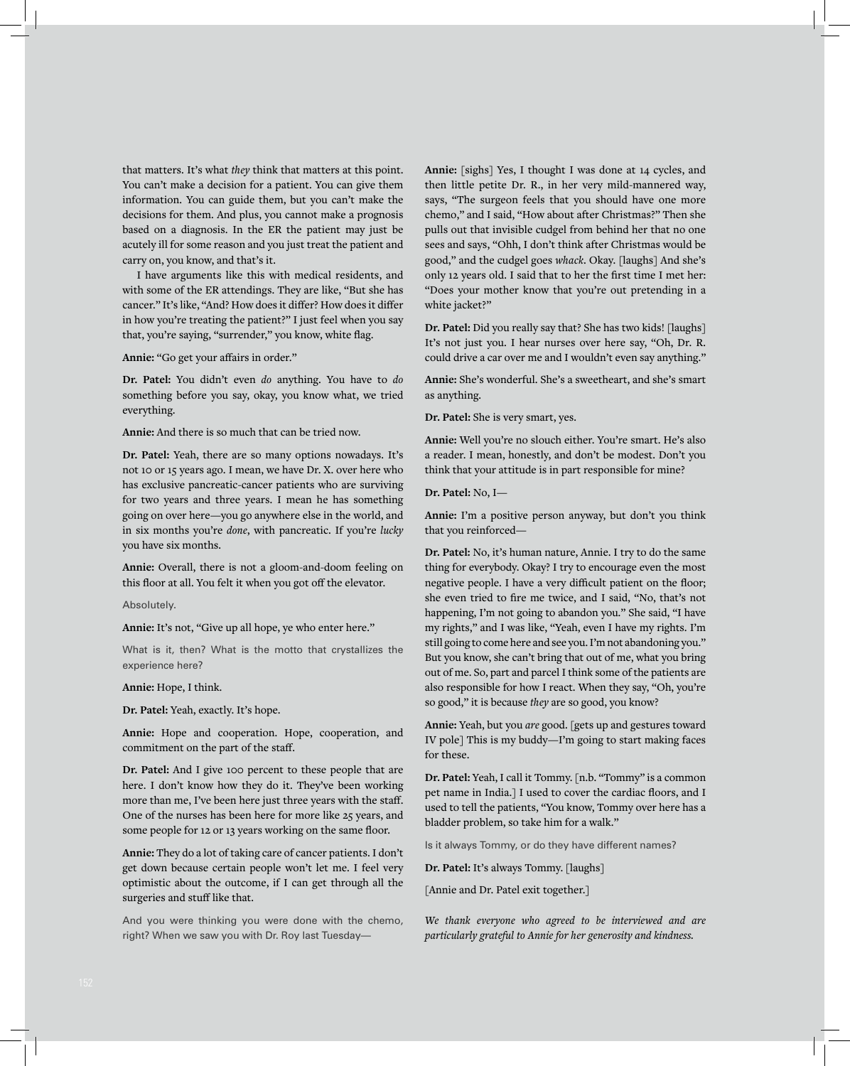that matters. It's what *they* think that matters at this point. You can't make a decision for a patient. You can give them information. You can guide them, but you can't make the decisions for them. And plus, you cannot make a prognosis based on a diagnosis. In the ER the patient may just be acutely ill for some reason and you just treat the patient and carry on, you know, and that's it.

I have arguments like this with medical residents, and with some of the ER attendings. They are like, "But she has cancer." It's like, "And? How does it differ? How does it differ in how you're treating the patient?" I just feel when you say that, you're saying, "surrender," you know, white flag.

**Annie:** "Go get your affairs in order."

**Dr. Patel:** You didn't even *do* anything. You have to *do* something before you say, okay, you know what, we tried everything.

**Annie:** And there is so much that can be tried now.

**Dr. Patel:** Yeah, there are so many options nowadays. It's not 10 or 15 years ago. I mean, we have Dr. X. over here who has exclusive pancreatic-cancer patients who are surviving for two years and three years. I mean he has something going on over here—you go anywhere else in the world, and in six months you're *done*, with pancreatic. If you're *lucky* you have six months.

**Annie:** Overall, there is not a gloom-and-doom feeling on this floor at all. You felt it when you got off the elevator.

Absolutely.

**Annie:** It's not, "Give up all hope, ye who enter here."

What is it, then? What is the motto that crystallizes the experience here?

**Annie:** Hope, I think.

**Dr. Patel:** Yeah, exactly. It's hope.

**Annie:** Hope and cooperation. Hope, cooperation, and commitment on the part of the staff.

**Dr. Patel:** And I give 100 percent to these people that are here. I don't know how they do it. They've been working more than me, I've been here just three years with the staff. One of the nurses has been here for more like 25 years, and some people for 12 or 13 years working on the same floor.

**Annie:** They do a lot of taking care of cancer patients. I don't get down because certain people won't let me. I feel very optimistic about the outcome, if I can get through all the surgeries and stuff like that.

And you were thinking you were done with the chemo, right? When we saw you with Dr. Roy last Tuesday—

**Annie:** [sighs] Yes, I thought I was done at 14 cycles, and then little petite Dr. R., in her very mild-mannered way, says, "The surgeon feels that you should have one more chemo," and I said, "How about after Christmas?" Then she pulls out that invisible cudgel from behind her that no one sees and says, "Ohh, I don't think after Christmas would be good," and the cudgel goes *whack*. Okay. [laughs] And she's only 12 years old. I said that to her the first time I met her: "Does your mother know that you're out pretending in a white jacket?"

**Dr. Patel:** Did you really say that? She has two kids! [laughs] It's not just you. I hear nurses over here say, "Oh, Dr. R. could drive a car over me and I wouldn't even say anything."

**Annie:** She's wonderful. She's a sweetheart, and she's smart as anything.

**Dr. Patel:** She is very smart, yes.

**Annie:** Well you're no slouch either. You're smart. He's also a reader. I mean, honestly, and don't be modest. Don't you think that your attitude is in part responsible for mine?

**Dr. Patel:** No, I—

**Annie:** I'm a positive person anyway, but don't you think that you reinforced—

**Dr. Patel:** No, it's human nature, Annie. I try to do the same thing for everybody. Okay? I try to encourage even the most negative people. I have a very difficult patient on the floor; she even tried to fire me twice, and I said, "No, that's not happening, I'm not going to abandon you." She said, "I have my rights," and I was like, "Yeah, even I have my rights. I'm still going to come here and see you. I'm not abandoning you." But you know, she can't bring that out of me, what you bring out of me. So, part and parcel I think some of the patients are also responsible for how I react. When they say, "Oh, you're so good," it is because *they* are so good, you know?

**Annie:** Yeah, but you *are* good. [gets up and gestures toward IV pole] This is my buddy—I'm going to start making faces for these.

**Dr. Patel:** Yeah, I call it Tommy. [n.b. "Tommy" is a common pet name in India.] I used to cover the cardiac floors, and I used to tell the patients, "You know, Tommy over here has a bladder problem, so take him for a walk."

Is it always Tommy, or do they have different names?

**Dr. Patel:** It's always Tommy. [laughs]

[Annie and Dr. Patel exit together.]

*We thank everyone who agreed to be interviewed and are particularly grateful to Annie for her generosity and kindness.*